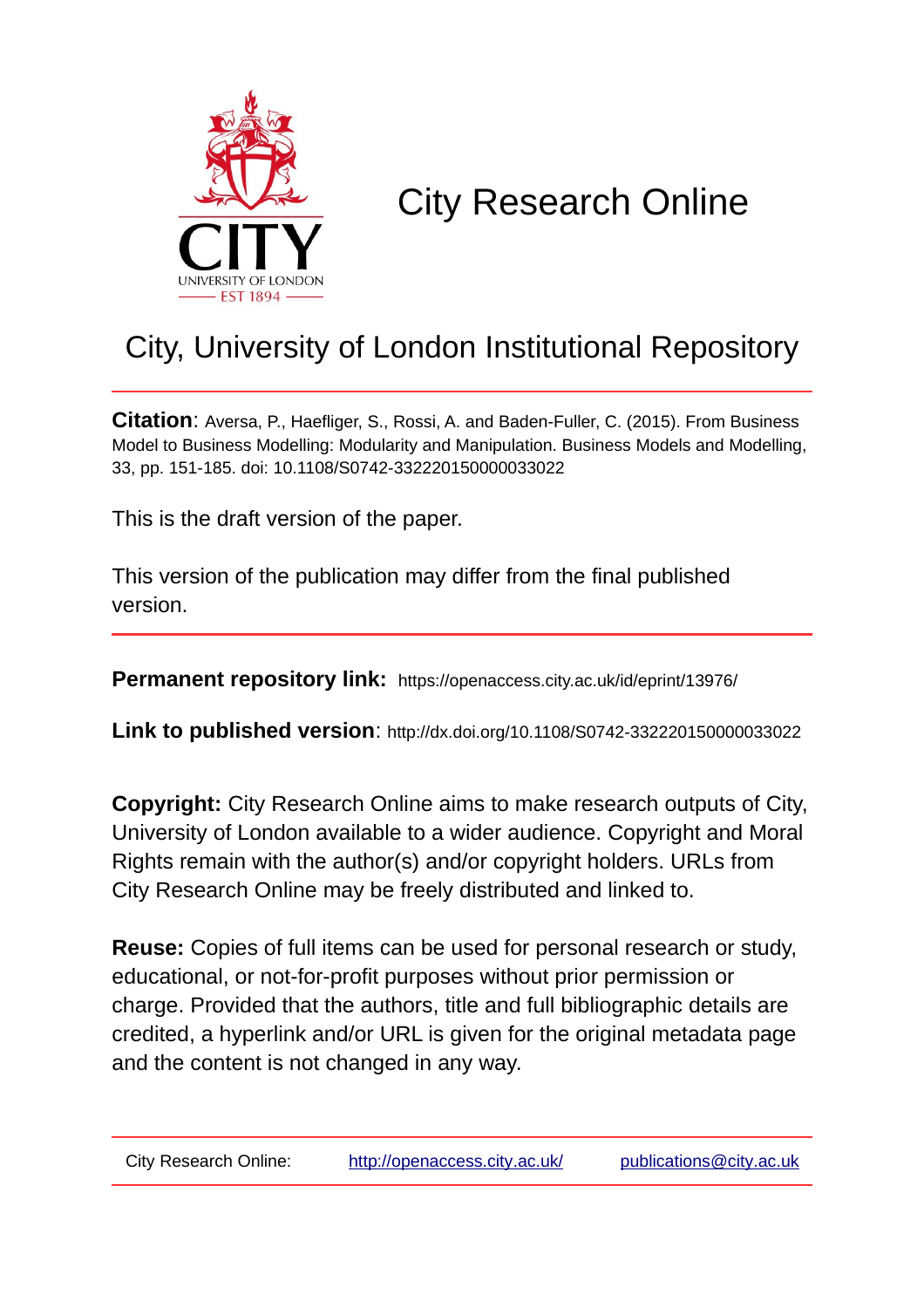# City Research Online

## City, University of London Institutional Repository

**Citation**: Aversa, P., Haefliger, S., Rossi, A. and Baden-Fuller, C. (2015). From Business Model to Business Modelling: Modularity and Manipulation. Business Models and Modelling, 33, pp. 151-185. doi: 10.1108/S0742-332220150000033022

This is the draft version of the paper.

This version of the publication may differ from the final published version.

**Permanent repository link:** https://openaccess.city.ac.uk/id/eprint/13976/

**Link to published version**: http://dx.doi.org/10.1108/S0742-332220150000033022

**Copyright:** City Research Online aims to make research outputs of City, University of London available to a wider audience. Copyright and Moral Rights remain with the author(s) and/or copyright holders. URLs from City Research Online may be freely distributed and linked to.

**Reuse:** Copies of full items can be used for personal research or study, educational, or not-for-profit purposes without prior permission or charge. Provided that the authors, title and full bibliographic details are credited, a hyperlink and/or URL is given for the original metadata page and the content is not changed in any way.

City Research Online: http://openaccess.city.ac.uk/ publications@city.ac.uk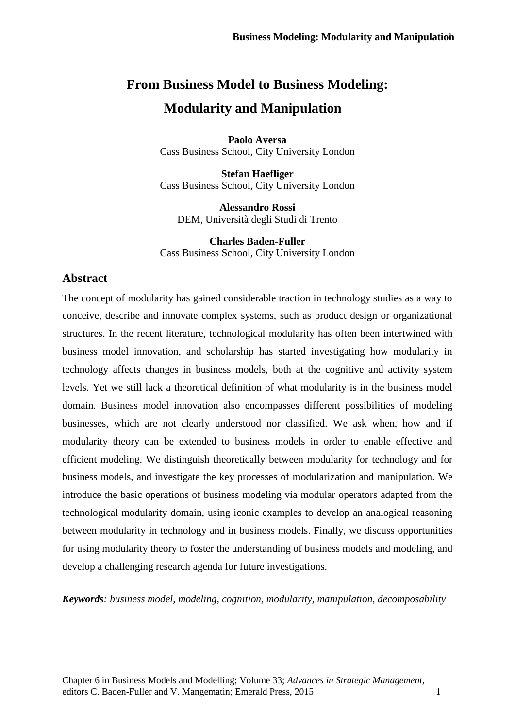# From Business Model to Business Modeling: Modularity and Manipulation

**Paolo Aversa**
Cass Business School, City University London

**Stefan Haefliger**
Cass Business School, City University London

**Alessandro Rossi**
DEM, Università degli Studi di Trento

**Charles Baden-Fuller**
Cass Business School, City University London

## Abstract

The concept of modularity has gained considerable traction in technology studies as a way to conceive, describe and innovate complex systems, such as product design or organizational structures. In the recent literature, technological modularity has often been intertwined with business model innovation, and scholarship has started investigating how modularity in technology affects changes in business models, both at the cognitive and activity system levels. Yet we still lack a theoretical definition of what modularity is in the business model domain. Business model innovation also encompasses different possibilities of modeling businesses, which are not clearly understood nor classified. We ask when, how and if modularity theory can be extended to business models in order to enable effective and efficient modeling. We distinguish theoretically between modularity for technology and for business models, and investigate the key processes of modularization and manipulation. We introduce the basic operations of business modeling via modular operators adapted from the technological modularity domain, using iconic examples to develop an analogical reasoning between modularity in technology and in business models. Finally, we discuss opportunities for using modularity theory to foster the understanding of business models and modeling, and develop a challenging research agenda for future investigations.

***Keywords**: business model, modeling, cognition, modularity, manipulation, decomposability*

Chapter 6 in Business Models and Modelling; Volume 33; *Advances in Strategic Management*, editors C. Baden-Fuller and V. Mangematin; Emerald Press, 2015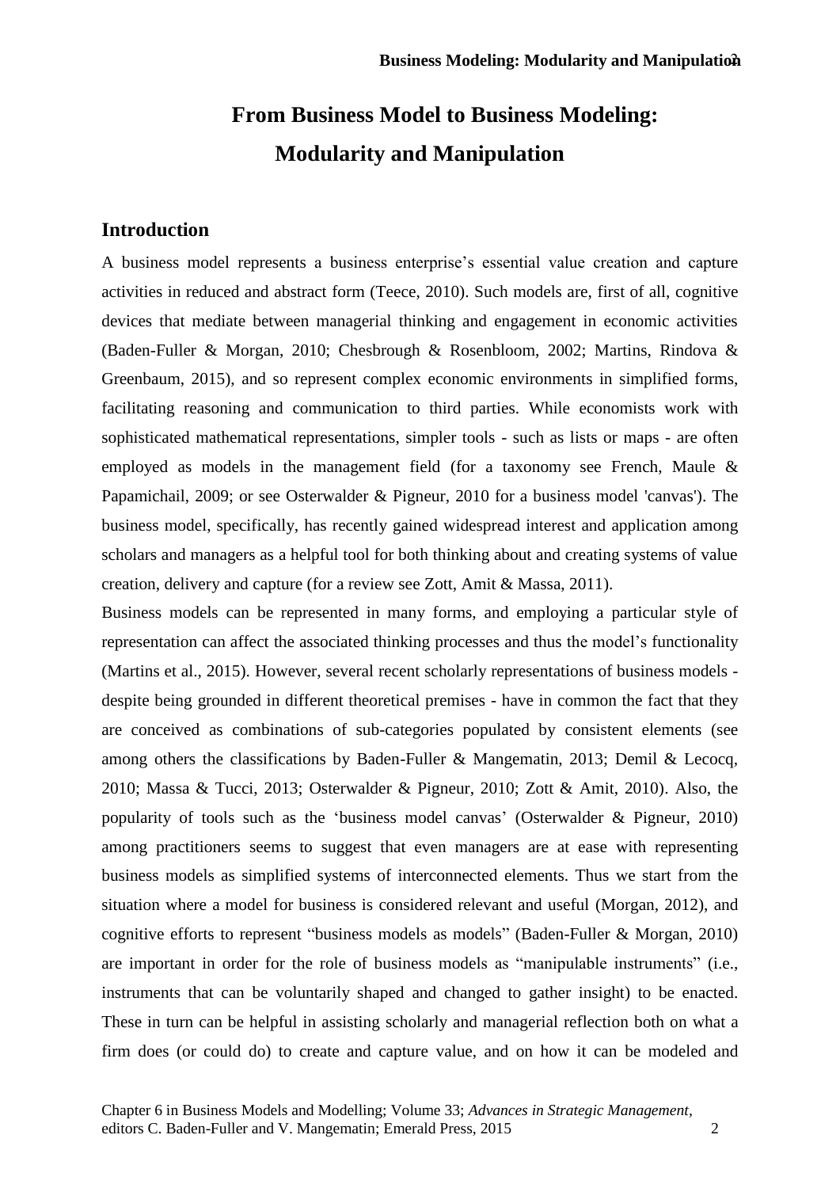# From Business Model to Business Modeling: Modularity and Manipulation

## Introduction

A business model represents a business enterprise's essential value creation and capture activities in reduced and abstract form (Teece, 2010). Such models are, first of all, cognitive devices that mediate between managerial thinking and engagement in economic activities (Baden-Fuller & Morgan, 2010; Chesbrough & Rosenbloom, 2002; Martins, Rindova & Greenbaum, 2015), and so represent complex economic environments in simplified forms, facilitating reasoning and communication to third parties. While economists work with sophisticated mathematical representations, simpler tools - such as lists or maps - are often employed as models in the management field (for a taxonomy see French, Maule & Papamichail, 2009; or see Osterwalder & Pigneur, 2010 for a business model 'canvas'). The business model, specifically, has recently gained widespread interest and application among scholars and managers as a helpful tool for both thinking about and creating systems of value creation, delivery and capture (for a review see Zott, Amit & Massa, 2011).

Business models can be represented in many forms, and employing a particular style of representation can affect the associated thinking processes and thus the model's functionality (Martins et al., 2015). However, several recent scholarly representations of business models - despite being grounded in different theoretical premises - have in common the fact that they are conceived as combinations of sub-categories populated by consistent elements (see among others the classifications by Baden-Fuller & Mangematin, 2013; Demil & Lecocq, 2010; Massa & Tucci, 2013; Osterwalder & Pigneur, 2010; Zott & Amit, 2010). Also, the popularity of tools such as the 'business model canvas' (Osterwalder & Pigneur, 2010) among practitioners seems to suggest that even managers are at ease with representing business models as simplified systems of interconnected elements. Thus we start from the situation where a model for business is considered relevant and useful (Morgan, 2012), and cognitive efforts to represent "business models as models" (Baden-Fuller & Morgan, 2010) are important in order for the role of business models as "manipulable instruments" (i.e., instruments that can be voluntarily shaped and changed to gather insight) to be enacted. These in turn can be helpful in assisting scholarly and managerial reflection both on what a firm does (or could do) to create and capture value, and on how it can be modeled and

Chapter 6 in Business Models and Modelling; Volume 33; *Advances in Strategic Management*, editors C. Baden-Fuller and V. Mangematin; Emerald Press, 2015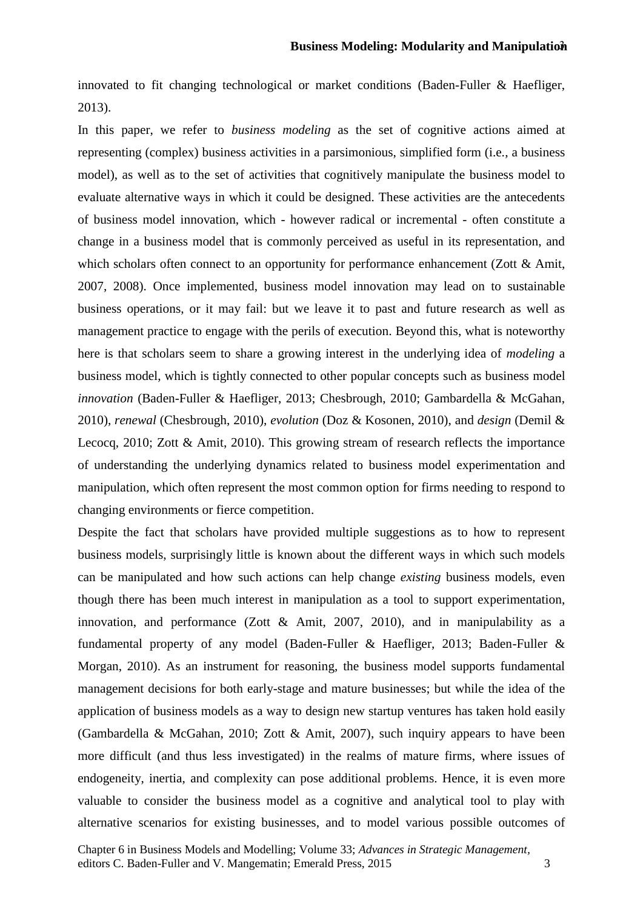innovated to fit changing technological or market conditions (Baden-Fuller & Haefliger, 2013).

In this paper, we refer to *business modeling* as the set of cognitive actions aimed at representing (complex) business activities in a parsimonious, simplified form (i.e., a business model), as well as to the set of activities that cognitively manipulate the business model to evaluate alternative ways in which it could be designed. These activities are the antecedents of business model innovation, which - however radical or incremental - often constitute a change in a business model that is commonly perceived as useful in its representation, and which scholars often connect to an opportunity for performance enhancement (Zott & Amit, 2007, 2008). Once implemented, business model innovation may lead on to sustainable business operations, or it may fail: but we leave it to past and future research as well as management practice to engage with the perils of execution. Beyond this, what is noteworthy here is that scholars seem to share a growing interest in the underlying idea of *modeling* a business model, which is tightly connected to other popular concepts such as business model *innovation* (Baden-Fuller & Haefliger, 2013; Chesbrough, 2010; Gambardella & McGahan, 2010), *renewal* (Chesbrough, 2010), *evolution* (Doz & Kosonen, 2010), and *design* (Demil & Lecocq, 2010; Zott & Amit, 2010). This growing stream of research reflects the importance of understanding the underlying dynamics related to business model experimentation and manipulation, which often represent the most common option for firms needing to respond to changing environments or fierce competition.

Despite the fact that scholars have provided multiple suggestions as to how to represent business models, surprisingly little is known about the different ways in which such models can be manipulated and how such actions can help change *existing* business models, even though there has been much interest in manipulation as a tool to support experimentation, innovation, and performance (Zott & Amit, 2007, 2010), and in manipulability as a fundamental property of any model (Baden-Fuller & Haefliger, 2013; Baden-Fuller & Morgan, 2010). As an instrument for reasoning, the business model supports fundamental management decisions for both early-stage and mature businesses; but while the idea of the application of business models as a way to design new startup ventures has taken hold easily (Gambardella & McGahan, 2010; Zott & Amit, 2007), such inquiry appears to have been more difficult (and thus less investigated) in the realms of mature firms, where issues of endogeneity, inertia, and complexity can pose additional problems. Hence, it is even more valuable to consider the business model as a cognitive and analytical tool to play with alternative scenarios for existing businesses, and to model various possible outcomes of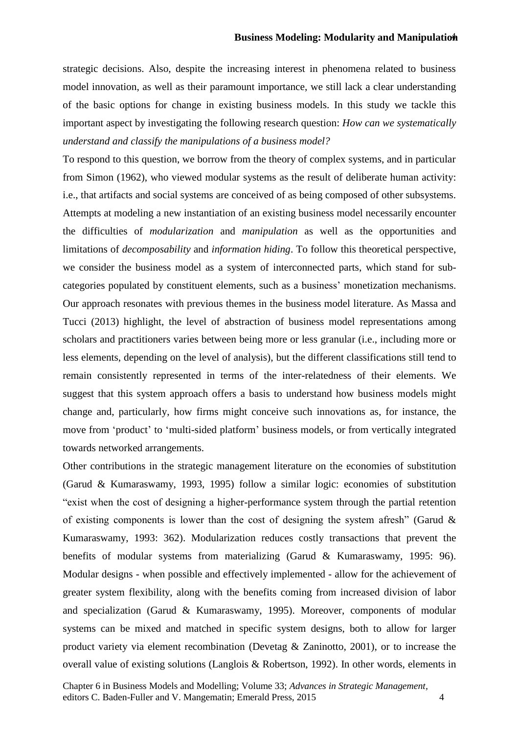strategic decisions. Also, despite the increasing interest in phenomena related to business model innovation, as well as their paramount importance, we still lack a clear understanding of the basic options for change in existing business models. In this study we tackle this important aspect by investigating the following research question: *How can we systematically understand and classify the manipulations of a business model?*

To respond to this question, we borrow from the theory of complex systems, and in particular from Simon (1962), who viewed modular systems as the result of deliberate human activity: i.e., that artifacts and social systems are conceived of as being composed of other subsystems. Attempts at modeling a new instantiation of an existing business model necessarily encounter the difficulties of *modularization* and *manipulation* as well as the opportunities and limitations of *decomposability* and *information hiding*. To follow this theoretical perspective, we consider the business model as a system of interconnected parts, which stand for sub-categories populated by constituent elements, such as a business' monetization mechanisms. Our approach resonates with previous themes in the business model literature. As Massa and Tucci (2013) highlight, the level of abstraction of business model representations among scholars and practitioners varies between being more or less granular (i.e., including more or less elements, depending on the level of analysis), but the different classifications still tend to remain consistently represented in terms of the inter-relatedness of their elements. We suggest that this system approach offers a basis to understand how business models might change and, particularly, how firms might conceive such innovations as, for instance, the move from 'product' to 'multi-sided platform' business models, or from vertically integrated towards networked arrangements.

Other contributions in the strategic management literature on the economies of substitution (Garud & Kumaraswamy, 1993, 1995) follow a similar logic: economies of substitution "exist when the cost of designing a higher-performance system through the partial retention of existing components is lower than the cost of designing the system afresh" (Garud & Kumaraswamy, 1993: 362). Modularization reduces costly transactions that prevent the benefits of modular systems from materializing (Garud & Kumaraswamy, 1995: 96). Modular designs - when possible and effectively implemented - allow for the achievement of greater system flexibility, along with the benefits coming from increased division of labor and specialization (Garud & Kumaraswamy, 1995). Moreover, components of modular systems can be mixed and matched in specific system designs, both to allow for larger product variety via element recombination (Devetag & Zaninotto, 2001), or to increase the overall value of existing solutions (Langlois & Robertson, 1992). In other words, elements in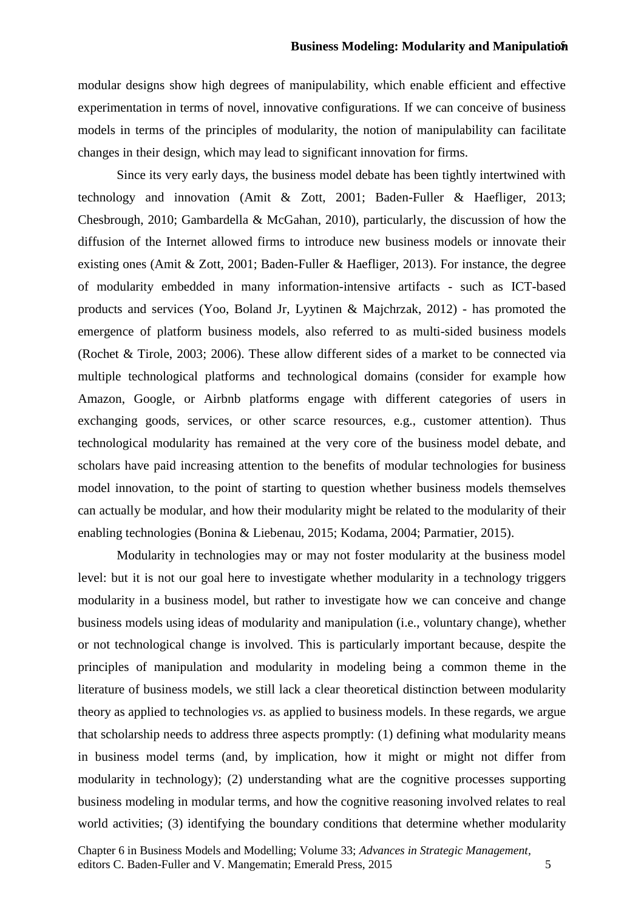modular designs show high degrees of manipulability, which enable efficient and effective experimentation in terms of novel, innovative configurations. If we can conceive of business models in terms of the principles of modularity, the notion of manipulability can facilitate changes in their design, which may lead to significant innovation for firms.

Since its very early days, the business model debate has been tightly intertwined with technology and innovation (Amit & Zott, 2001; Baden-Fuller & Haefliger, 2013; Chesbrough, 2010; Gambardella & McGahan, 2010), particularly, the discussion of how the diffusion of the Internet allowed firms to introduce new business models or innovate their existing ones (Amit & Zott, 2001; Baden-Fuller & Haefliger, 2013). For instance, the degree of modularity embedded in many information-intensive artifacts - such as ICT-based products and services (Yoo, Boland Jr, Lyytinen & Majchrzak, 2012) - has promoted the emergence of platform business models, also referred to as multi-sided business models (Rochet & Tirole, 2003; 2006). These allow different sides of a market to be connected via multiple technological platforms and technological domains (consider for example how Amazon, Google, or Airbnb platforms engage with different categories of users in exchanging goods, services, or other scarce resources, e.g., customer attention). Thus technological modularity has remained at the very core of the business model debate, and scholars have paid increasing attention to the benefits of modular technologies for business model innovation, to the point of starting to question whether business models themselves can actually be modular, and how their modularity might be related to the modularity of their enabling technologies (Bonina & Liebenau, 2015; Kodama, 2004; Parmatier, 2015).

Modularity in technologies may or may not foster modularity at the business model level: but it is not our goal here to investigate whether modularity in a technology triggers modularity in a business model, but rather to investigate how we can conceive and change business models using ideas of modularity and manipulation (i.e., voluntary change), whether or not technological change is involved. This is particularly important because, despite the principles of manipulation and modularity in modeling being a common theme in the literature of business models, we still lack a clear theoretical distinction between modularity theory as applied to technologies *vs*. as applied to business models. In these regards, we argue that scholarship needs to address three aspects promptly: (1) defining what modularity means in business model terms (and, by implication, how it might or might not differ from modularity in technology); (2) understanding what are the cognitive processes supporting business modeling in modular terms, and how the cognitive reasoning involved relates to real world activities; (3) identifying the boundary conditions that determine whether modularity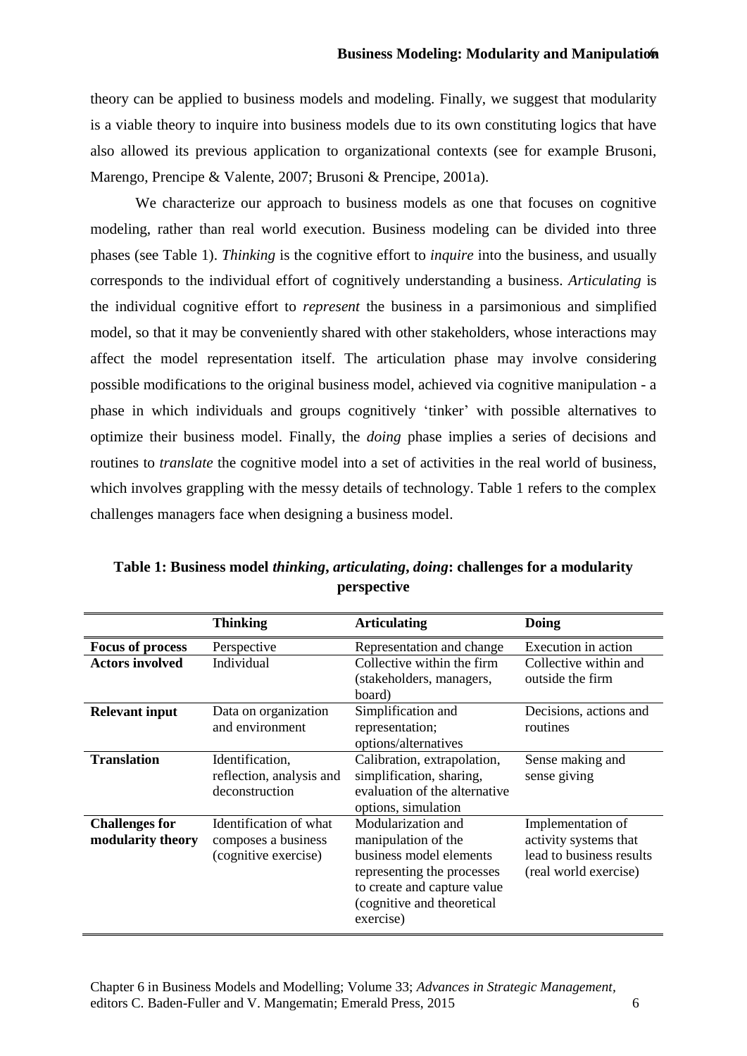theory can be applied to business models and modeling. Finally, we suggest that modularity is a viable theory to inquire into business models due to its own constituting logics that have also allowed its previous application to organizational contexts (see for example Brusoni, Marengo, Prencipe & Valente, 2007; Brusoni & Prencipe, 2001a).

We characterize our approach to business models as one that focuses on cognitive modeling, rather than real world execution. Business modeling can be divided into three phases (see Table 1). *Thinking* is the cognitive effort to *inquire* into the business, and usually corresponds to the individual effort of cognitively understanding a business. *Articulating* is the individual cognitive effort to *represent* the business in a parsimonious and simplified model, so that it may be conveniently shared with other stakeholders, whose interactions may affect the model representation itself. The articulation phase may involve considering possible modifications to the original business model, achieved via cognitive manipulation - a phase in which individuals and groups cognitively 'tinker' with possible alternatives to optimize their business model. Finally, the *doing* phase implies a series of decisions and routines to *translate* the cognitive model into a set of activities in the real world of business, which involves grappling with the messy details of technology. Table 1 refers to the complex challenges managers face when designing a business model.

**Table 1: Business model *thinking*, *articulating*, *doing*: challenges for a modularity perspective**

| | Thinking | Articulating | Doing |
|---|---|---|---|
| **Focus of process** | Perspective | Representation and change | Execution in action |
| **Actors involved** | Individual | Collective within the firm (stakeholders, managers, board) | Collective within and outside the firm |
| **Relevant input** | Data on organization and environment | Simplification and representation; options/alternatives | Decisions, actions and routines |
| **Translation** | Identification, reflection, analysis and deconstruction | Calibration, extrapolation, simplification, sharing, evaluation of the alternative options, simulation | Sense making and sense giving |
| **Challenges for modularity theory** | Identification of what composes a business (cognitive exercise) | Modularization and manipulation of the business model elements representing the processes to create and capture value (cognitive and theoretical exercise) | Implementation of activity systems that lead to business results (real world exercise) |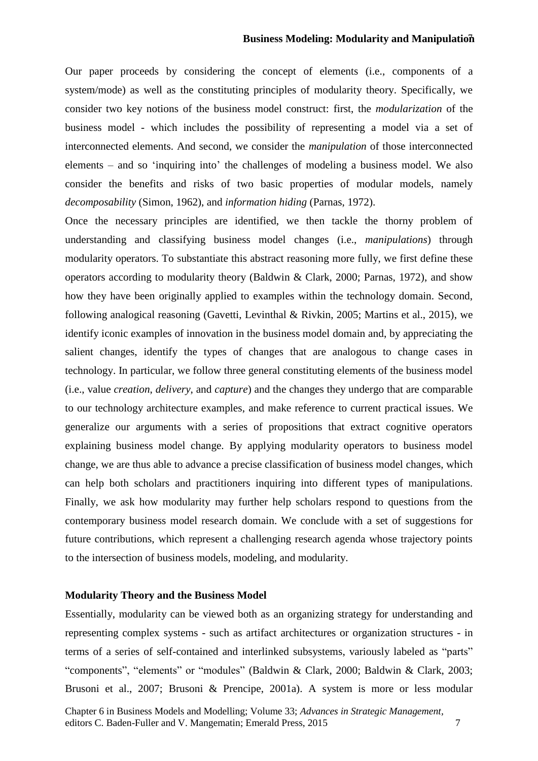Our paper proceeds by considering the concept of elements (i.e., components of a system/mode) as well as the constituting principles of modularity theory. Specifically, we consider two key notions of the business model construct: first, the *modularization* of the business model - which includes the possibility of representing a model via a set of interconnected elements. And second, we consider the *manipulation* of those interconnected elements – and so 'inquiring into' the challenges of modeling a business model. We also consider the benefits and risks of two basic properties of modular models, namely *decomposability* (Simon, 1962), and *information hiding* (Parnas, 1972).

Once the necessary principles are identified, we then tackle the thorny problem of understanding and classifying business model changes (i.e., *manipulations*) through modularity operators. To substantiate this abstract reasoning more fully, we first define these operators according to modularity theory (Baldwin & Clark, 2000; Parnas, 1972), and show how they have been originally applied to examples within the technology domain. Second, following analogical reasoning (Gavetti, Levinthal & Rivkin, 2005; Martins et al., 2015), we identify iconic examples of innovation in the business model domain and, by appreciating the salient changes, identify the types of changes that are analogous to change cases in technology. In particular, we follow three general constituting elements of the business model (i.e., value *creation*, *delivery*, and *capture*) and the changes they undergo that are comparable to our technology architecture examples, and make reference to current practical issues. We generalize our arguments with a series of propositions that extract cognitive operators explaining business model change. By applying modularity operators to business model change, we are thus able to advance a precise classification of business model changes, which can help both scholars and practitioners inquiring into different types of manipulations. Finally, we ask how modularity may further help scholars respond to questions from the contemporary business model research domain. We conclude with a set of suggestions for future contributions, which represent a challenging research agenda whose trajectory points to the intersection of business models, modeling, and modularity.

## Modularity Theory and the Business Model

Essentially, modularity can be viewed both as an organizing strategy for understanding and representing complex systems - such as artifact architectures or organization structures - in terms of a series of self-contained and interlinked subsystems, variously labeled as "parts" "components", "elements" or "modules" (Baldwin & Clark, 2000; Baldwin & Clark, 2003; Brusoni et al., 2007; Brusoni & Prencipe, 2001a). A system is more or less modular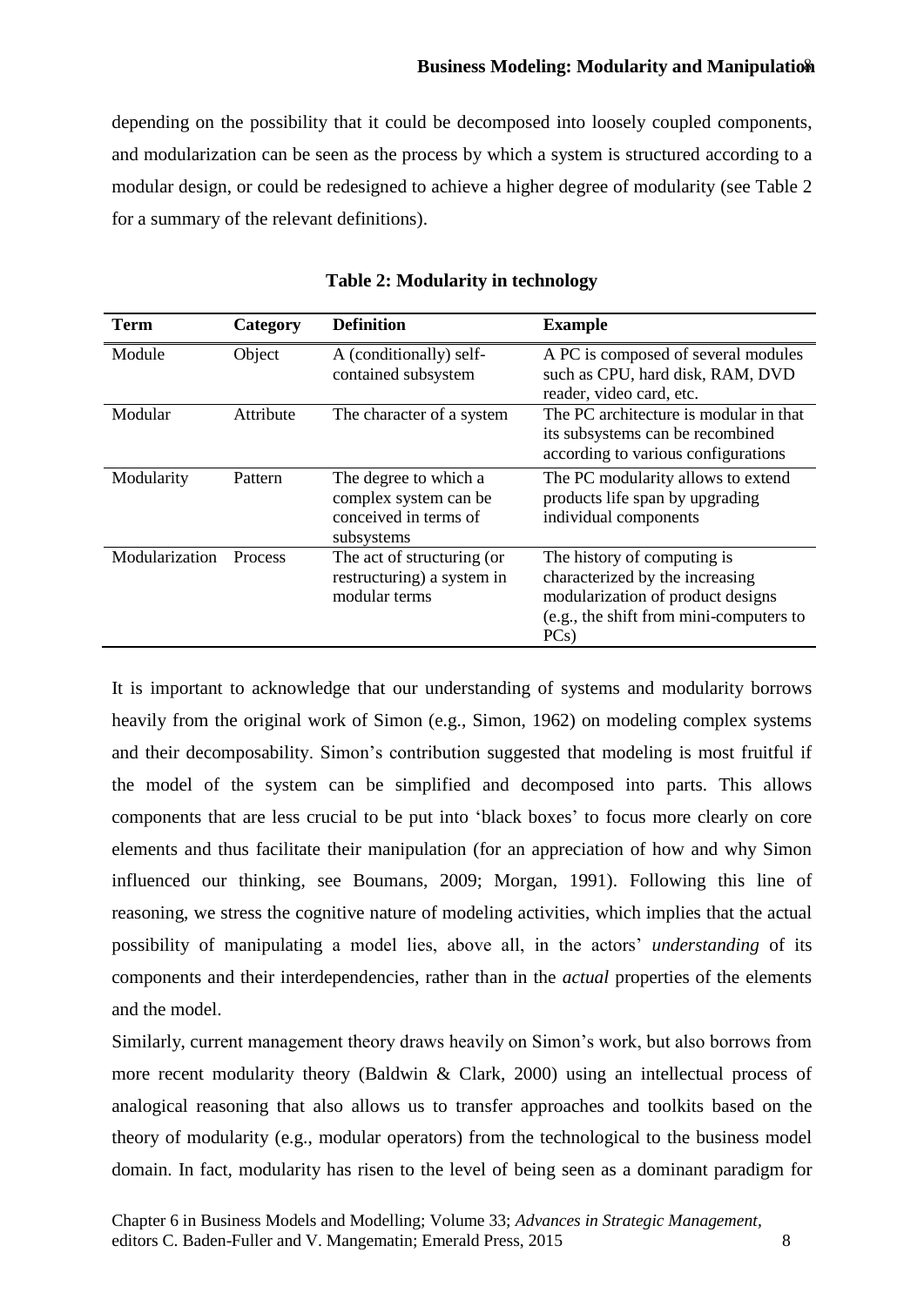depending on the possibility that it could be decomposed into loosely coupled components, and modularization can be seen as the process by which a system is structured according to a modular design, or could be redesigned to achieve a higher degree of modularity (see Table 2 for a summary of the relevant definitions).

**Table 2: Modularity in technology**

| Term | Category | Definition | Example |
|---|---|---|---|
| Module | Object | A (conditionally) self-contained subsystem | A PC is composed of several modules such as CPU, hard disk, RAM, DVD reader, video card, etc. |
| Modular | Attribute | The character of a system | The PC architecture is modular in that its subsystems can be recombined according to various configurations |
| Modularity | Pattern | The degree to which a complex system can be conceived in terms of subsystems | The PC modularity allows to extend products life span by upgrading individual components |
| Modularization | Process | The act of structuring (or restructuring) a system in modular terms | The history of computing is characterized by the increasing modularization of product designs (e.g., the shift from mini-computers to PCs) |

It is important to acknowledge that our understanding of systems and modularity borrows heavily from the original work of Simon (e.g., Simon, 1962) on modeling complex systems and their decomposability. Simon's contribution suggested that modeling is most fruitful if the model of the system can be simplified and decomposed into parts. This allows components that are less crucial to be put into 'black boxes' to focus more clearly on core elements and thus facilitate their manipulation (for an appreciation of how and why Simon influenced our thinking, see Boumans, 2009; Morgan, 1991). Following this line of reasoning, we stress the cognitive nature of modeling activities, which implies that the actual possibility of manipulating a model lies, above all, in the actors' *understanding* of its components and their interdependencies, rather than in the *actual* properties of the elements and the model.

Similarly, current management theory draws heavily on Simon's work, but also borrows from more recent modularity theory (Baldwin & Clark, 2000) using an intellectual process of analogical reasoning that also allows us to transfer approaches and toolkits based on the theory of modularity (e.g., modular operators) from the technological to the business model domain. In fact, modularity has risen to the level of being seen as a dominant paradigm for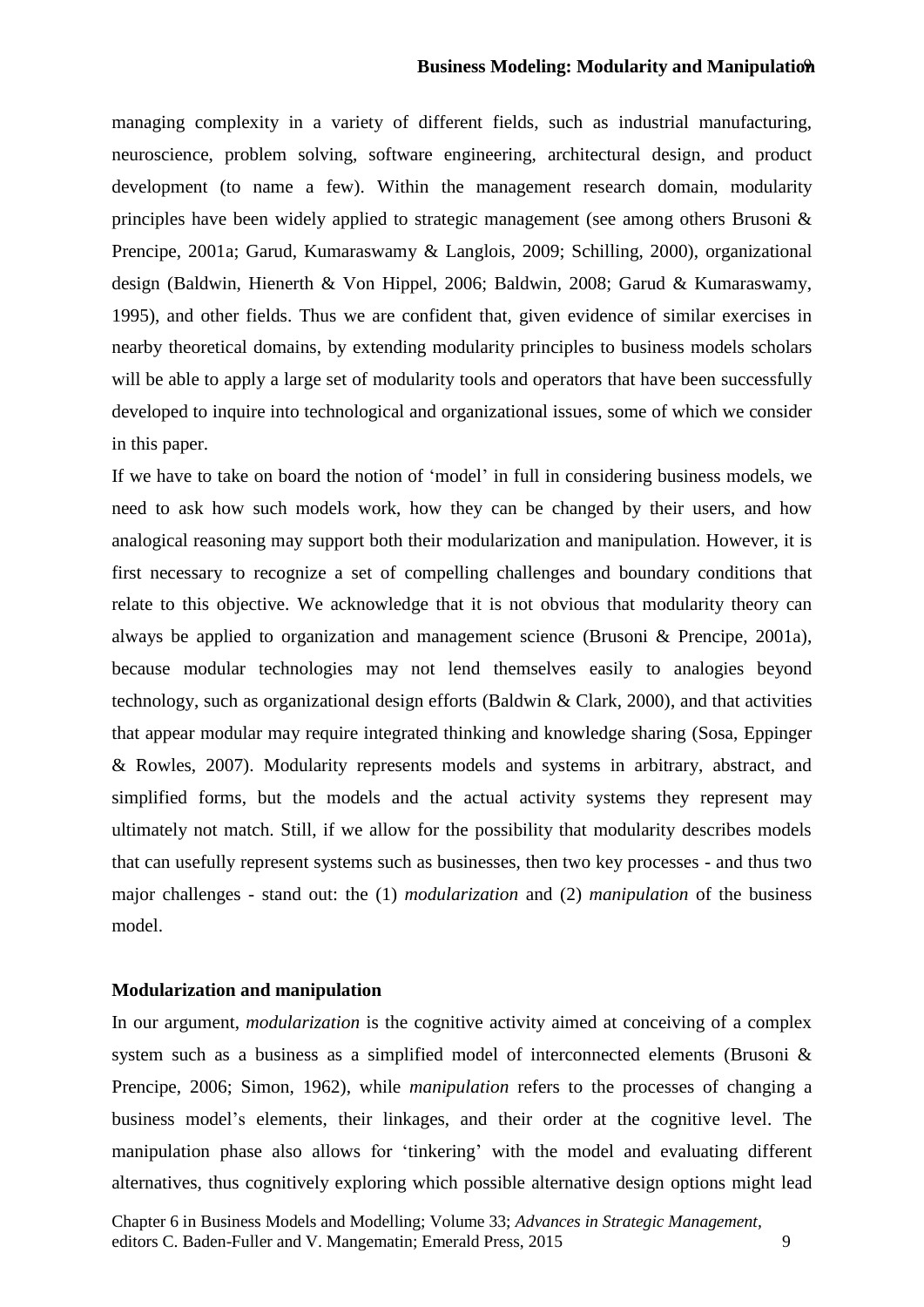managing complexity in a variety of different fields, such as industrial manufacturing, neuroscience, problem solving, software engineering, architectural design, and product development (to name a few). Within the management research domain, modularity principles have been widely applied to strategic management (see among others Brusoni & Prencipe, 2001a; Garud, Kumaraswamy & Langlois, 2009; Schilling, 2000), organizational design (Baldwin, Hienerth & Von Hippel, 2006; Baldwin, 2008; Garud & Kumaraswamy, 1995), and other fields. Thus we are confident that, given evidence of similar exercises in nearby theoretical domains, by extending modularity principles to business models scholars will be able to apply a large set of modularity tools and operators that have been successfully developed to inquire into technological and organizational issues, some of which we consider in this paper.

If we have to take on board the notion of 'model' in full in considering business models, we need to ask how such models work, how they can be changed by their users, and how analogical reasoning may support both their modularization and manipulation. However, it is first necessary to recognize a set of compelling challenges and boundary conditions that relate to this objective. We acknowledge that it is not obvious that modularity theory can always be applied to organization and management science (Brusoni & Prencipe, 2001a), because modular technologies may not lend themselves easily to analogies beyond technology, such as organizational design efforts (Baldwin & Clark, 2000), and that activities that appear modular may require integrated thinking and knowledge sharing (Sosa, Eppinger & Rowles, 2007). Modularity represents models and systems in arbitrary, abstract, and simplified forms, but the models and the actual activity systems they represent may ultimately not match. Still, if we allow for the possibility that modularity describes models that can usefully represent systems such as businesses, then two key processes - and thus two major challenges - stand out: the (1) *modularization* and (2) *manipulation* of the business model.

### Modularization and manipulation

In our argument, *modularization* is the cognitive activity aimed at conceiving of a complex system such as a business as a simplified model of interconnected elements (Brusoni & Prencipe, 2006; Simon, 1962), while *manipulation* refers to the processes of changing a business model's elements, their linkages, and their order at the cognitive level. The manipulation phase also allows for 'tinkering' with the model and evaluating different alternatives, thus cognitively exploring which possible alternative design options might lead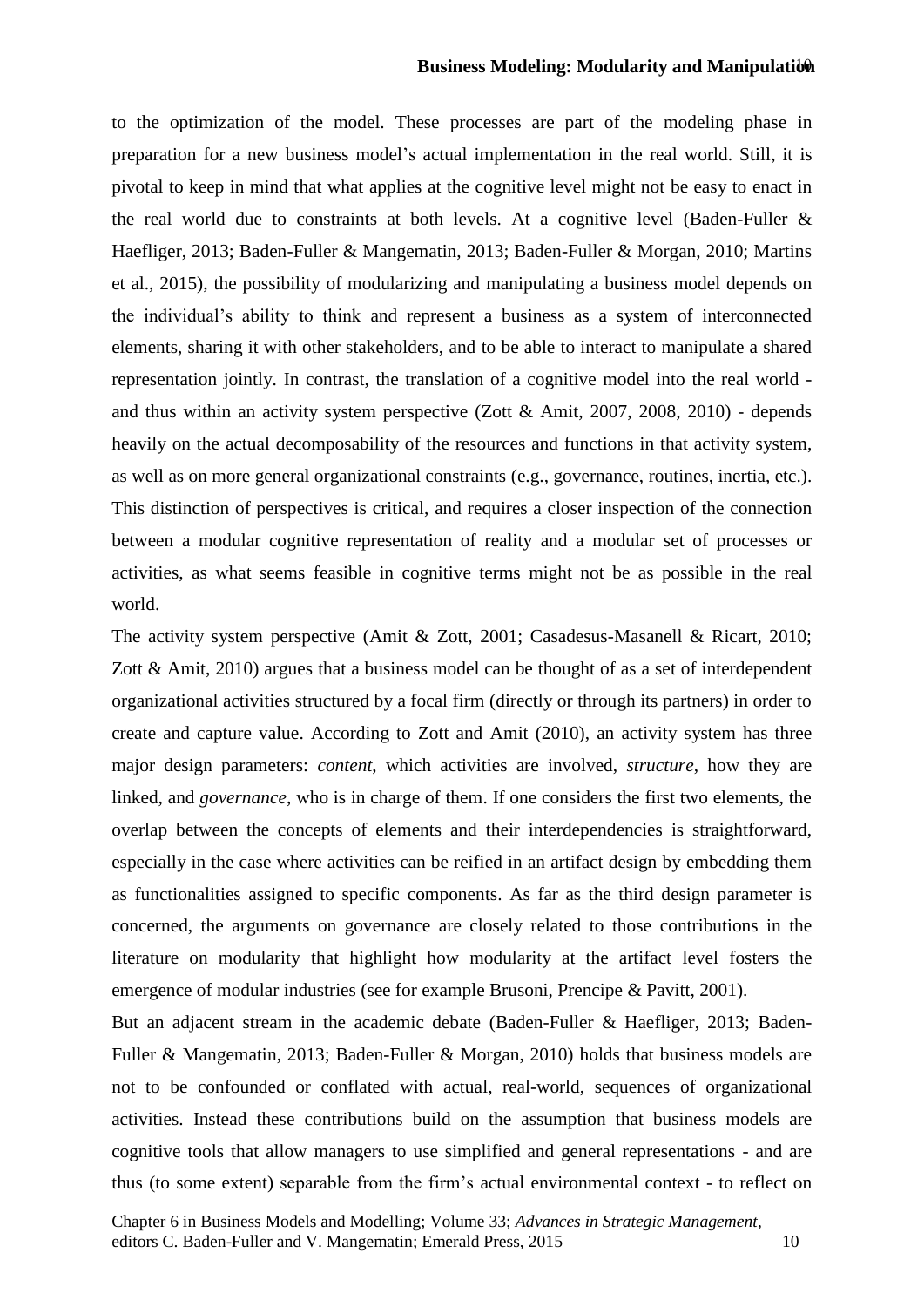to the optimization of the model. These processes are part of the modeling phase in preparation for a new business model's actual implementation in the real world. Still, it is pivotal to keep in mind that what applies at the cognitive level might not be easy to enact in the real world due to constraints at both levels. At a cognitive level (Baden-Fuller & Haefliger, 2013; Baden-Fuller & Mangematin, 2013; Baden-Fuller & Morgan, 2010; Martins et al., 2015), the possibility of modularizing and manipulating a business model depends on the individual's ability to think and represent a business as a system of interconnected elements, sharing it with other stakeholders, and to be able to interact to manipulate a shared representation jointly. In contrast, the translation of a cognitive model into the real world - and thus within an activity system perspective (Zott & Amit, 2007, 2008, 2010) - depends heavily on the actual decomposability of the resources and functions in that activity system, as well as on more general organizational constraints (e.g., governance, routines, inertia, etc.). This distinction of perspectives is critical, and requires a closer inspection of the connection between a modular cognitive representation of reality and a modular set of processes or activities, as what seems feasible in cognitive terms might not be as possible in the real world.

The activity system perspective (Amit & Zott, 2001; Casadesus-Masanell & Ricart, 2010; Zott & Amit, 2010) argues that a business model can be thought of as a set of interdependent organizational activities structured by a focal firm (directly or through its partners) in order to create and capture value. According to Zott and Amit (2010), an activity system has three major design parameters: *content*, which activities are involved, *structure*, how they are linked, and *governance*, who is in charge of them. If one considers the first two elements, the overlap between the concepts of elements and their interdependencies is straightforward, especially in the case where activities can be reified in an artifact design by embedding them as functionalities assigned to specific components. As far as the third design parameter is concerned, the arguments on governance are closely related to those contributions in the literature on modularity that highlight how modularity at the artifact level fosters the emergence of modular industries (see for example Brusoni, Prencipe & Pavitt, 2001).

But an adjacent stream in the academic debate (Baden-Fuller & Haefliger, 2013; Baden-Fuller & Mangematin, 2013; Baden-Fuller & Morgan, 2010) holds that business models are not to be confounded or conflated with actual, real-world, sequences of organizational activities. Instead these contributions build on the assumption that business models are cognitive tools that allow managers to use simplified and general representations - and are thus (to some extent) separable from the firm's actual environmental context - to reflect on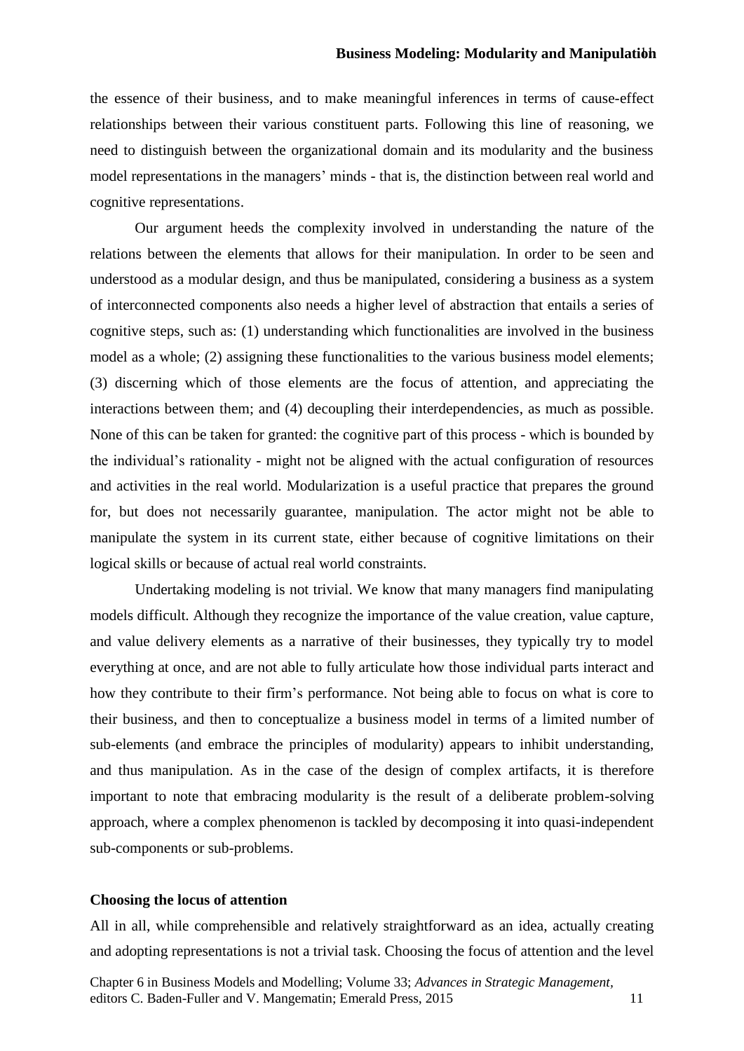the essence of their business, and to make meaningful inferences in terms of cause-effect relationships between their various constituent parts. Following this line of reasoning, we need to distinguish between the organizational domain and its modularity and the business model representations in the managers' minds - that is, the distinction between real world and cognitive representations.

Our argument heeds the complexity involved in understanding the nature of the relations between the elements that allows for their manipulation. In order to be seen and understood as a modular design, and thus be manipulated, considering a business as a system of interconnected components also needs a higher level of abstraction that entails a series of cognitive steps, such as: (1) understanding which functionalities are involved in the business model as a whole; (2) assigning these functionalities to the various business model elements; (3) discerning which of those elements are the focus of attention, and appreciating the interactions between them; and (4) decoupling their interdependencies, as much as possible. None of this can be taken for granted: the cognitive part of this process - which is bounded by the individual's rationality - might not be aligned with the actual configuration of resources and activities in the real world. Modularization is a useful practice that prepares the ground for, but does not necessarily guarantee, manipulation. The actor might not be able to manipulate the system in its current state, either because of cognitive limitations on their logical skills or because of actual real world constraints.

Undertaking modeling is not trivial. We know that many managers find manipulating models difficult. Although they recognize the importance of the value creation, value capture, and value delivery elements as a narrative of their businesses, they typically try to model everything at once, and are not able to fully articulate how those individual parts interact and how they contribute to their firm's performance. Not being able to focus on what is core to their business, and then to conceptualize a business model in terms of a limited number of sub-elements (and embrace the principles of modularity) appears to inhibit understanding, and thus manipulation. As in the case of the design of complex artifacts, it is therefore important to note that embracing modularity is the result of a deliberate problem-solving approach, where a complex phenomenon is tackled by decomposing it into quasi-independent sub-components or sub-problems.

**Choosing the locus of attention**

All in all, while comprehensible and relatively straightforward as an idea, actually creating and adopting representations is not a trivial task. Choosing the focus of attention and the level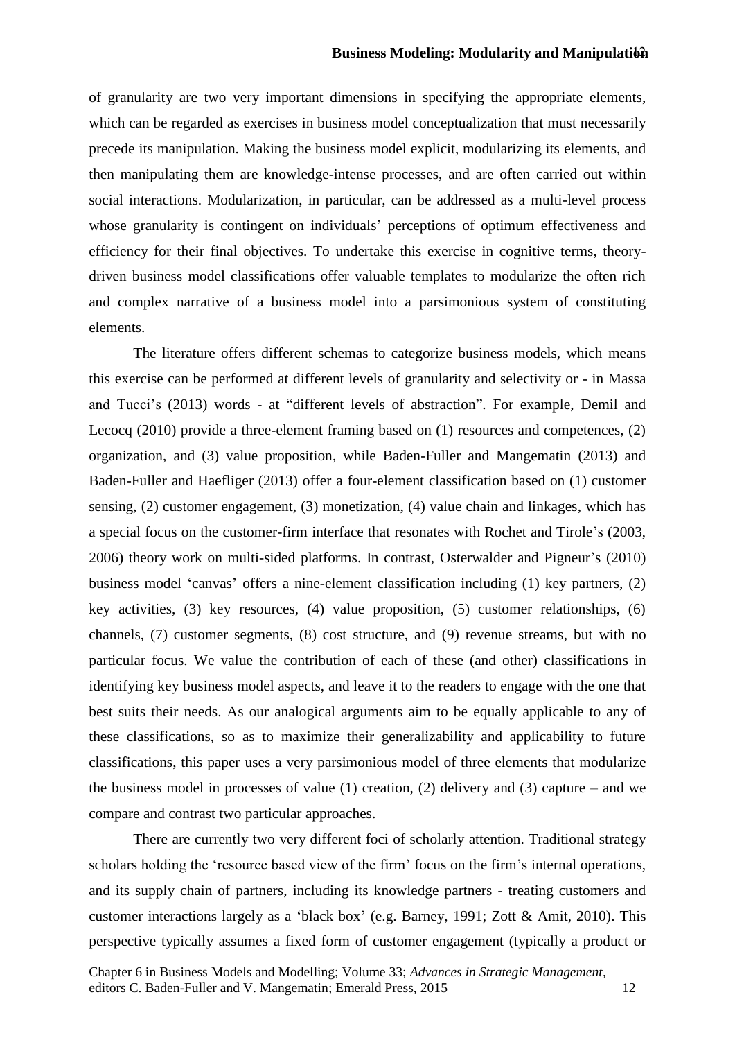of granularity are two very important dimensions in specifying the appropriate elements, which can be regarded as exercises in business model conceptualization that must necessarily precede its manipulation. Making the business model explicit, modularizing its elements, and then manipulating them are knowledge-intense processes, and are often carried out within social interactions. Modularization, in particular, can be addressed as a multi-level process whose granularity is contingent on individuals' perceptions of optimum effectiveness and efficiency for their final objectives. To undertake this exercise in cognitive terms, theory-driven business model classifications offer valuable templates to modularize the often rich and complex narrative of a business model into a parsimonious system of constituting elements.

The literature offers different schemas to categorize business models, which means this exercise can be performed at different levels of granularity and selectivity or - in Massa and Tucci's (2013) words - at "different levels of abstraction". For example, Demil and Lecocq (2010) provide a three-element framing based on (1) resources and competences, (2) organization, and (3) value proposition, while Baden-Fuller and Mangematin (2013) and Baden-Fuller and Haefliger (2013) offer a four-element classification based on (1) customer sensing, (2) customer engagement, (3) monetization, (4) value chain and linkages, which has a special focus on the customer-firm interface that resonates with Rochet and Tirole's (2003, 2006) theory work on multi-sided platforms. In contrast, Osterwalder and Pigneur's (2010) business model 'canvas' offers a nine-element classification including (1) key partners, (2) key activities, (3) key resources, (4) value proposition, (5) customer relationships, (6) channels, (7) customer segments, (8) cost structure, and (9) revenue streams, but with no particular focus. We value the contribution of each of these (and other) classifications in identifying key business model aspects, and leave it to the readers to engage with the one that best suits their needs. As our analogical arguments aim to be equally applicable to any of these classifications, so as to maximize their generalizability and applicability to future classifications, this paper uses a very parsimonious model of three elements that modularize the business model in processes of value (1) creation, (2) delivery and (3) capture – and we compare and contrast two particular approaches.

There are currently two very different foci of scholarly attention. Traditional strategy scholars holding the 'resource based view of the firm' focus on the firm's internal operations, and its supply chain of partners, including its knowledge partners - treating customers and customer interactions largely as a 'black box' (e.g. Barney, 1991; Zott & Amit, 2010). This perspective typically assumes a fixed form of customer engagement (typically a product or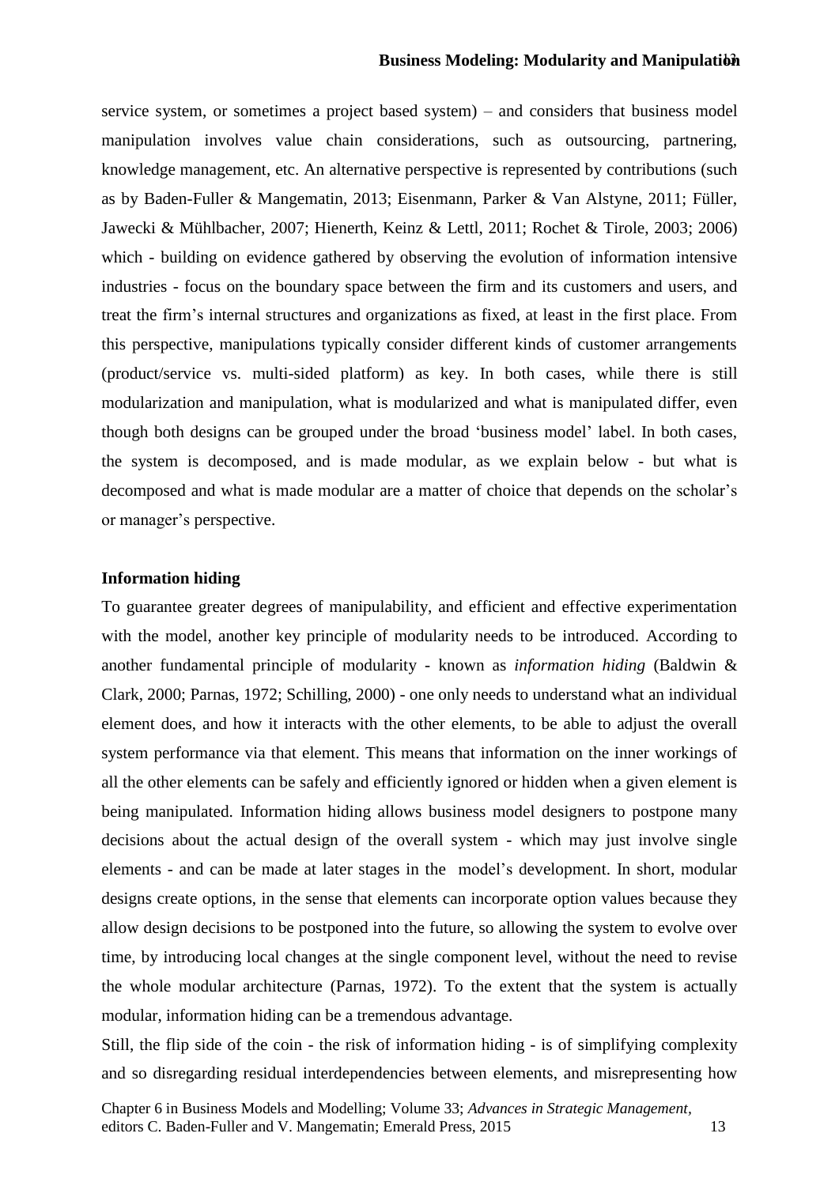service system, or sometimes a project based system) – and considers that business model manipulation involves value chain considerations, such as outsourcing, partnering, knowledge management, etc. An alternative perspective is represented by contributions (such as by Baden-Fuller & Mangematin, 2013; Eisenmann, Parker & Van Alstyne, 2011; Füller, Jawecki & Mühlbacher, 2007; Hienerth, Keinz & Lettl, 2011; Rochet & Tirole, 2003; 2006) which - building on evidence gathered by observing the evolution of information intensive industries - focus on the boundary space between the firm and its customers and users, and treat the firm's internal structures and organizations as fixed, at least in the first place. From this perspective, manipulations typically consider different kinds of customer arrangements (product/service vs. multi-sided platform) as key. In both cases, while there is still modularization and manipulation, what is modularized and what is manipulated differ, even though both designs can be grouped under the broad 'business model' label. In both cases, the system is decomposed, and is made modular, as we explain below - but what is decomposed and what is made modular are a matter of choice that depends on the scholar's or manager's perspective.

**Information hiding**

To guarantee greater degrees of manipulability, and efficient and effective experimentation with the model, another key principle of modularity needs to be introduced. According to another fundamental principle of modularity - known as *information hiding* (Baldwin & Clark, 2000; Parnas, 1972; Schilling, 2000) - one only needs to understand what an individual element does, and how it interacts with the other elements, to be able to adjust the overall system performance via that element. This means that information on the inner workings of all the other elements can be safely and efficiently ignored or hidden when a given element is being manipulated. Information hiding allows business model designers to postpone many decisions about the actual design of the overall system - which may just involve single elements - and can be made at later stages in the model's development. In short, modular designs create options, in the sense that elements can incorporate option values because they allow design decisions to be postponed into the future, so allowing the system to evolve over time, by introducing local changes at the single component level, without the need to revise the whole modular architecture (Parnas, 1972). To the extent that the system is actually modular, information hiding can be a tremendous advantage.

Still, the flip side of the coin - the risk of information hiding - is of simplifying complexity and so disregarding residual interdependencies between elements, and misrepresenting how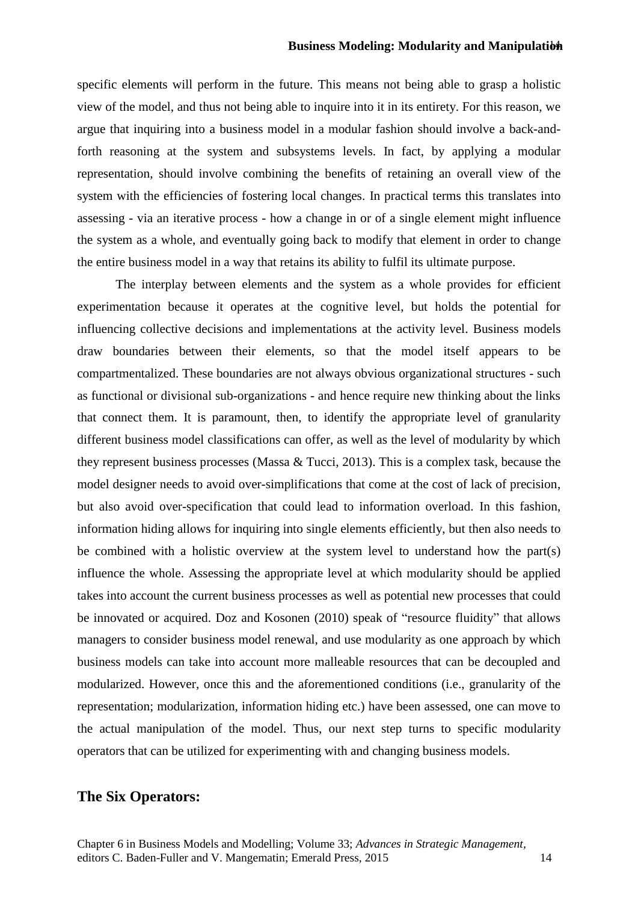specific elements will perform in the future. This means not being able to grasp a holistic view of the model, and thus not being able to inquire into it in its entirety. For this reason, we argue that inquiring into a business model in a modular fashion should involve a back-and-forth reasoning at the system and subsystems levels. In fact, by applying a modular representation, should involve combining the benefits of retaining an overall view of the system with the efficiencies of fostering local changes. In practical terms this translates into assessing - via an iterative process - how a change in or of a single element might influence the system as a whole, and eventually going back to modify that element in order to change the entire business model in a way that retains its ability to fulfil its ultimate purpose.

The interplay between elements and the system as a whole provides for efficient experimentation because it operates at the cognitive level, but holds the potential for influencing collective decisions and implementations at the activity level. Business models draw boundaries between their elements, so that the model itself appears to be compartmentalized. These boundaries are not always obvious organizational structures - such as functional or divisional sub-organizations - and hence require new thinking about the links that connect them. It is paramount, then, to identify the appropriate level of granularity different business model classifications can offer, as well as the level of modularity by which they represent business processes (Massa & Tucci, 2013). This is a complex task, because the model designer needs to avoid over-simplifications that come at the cost of lack of precision, but also avoid over-specification that could lead to information overload. In this fashion, information hiding allows for inquiring into single elements efficiently, but then also needs to be combined with a holistic overview at the system level to understand how the part(s) influence the whole. Assessing the appropriate level at which modularity should be applied takes into account the current business processes as well as potential new processes that could be innovated or acquired. Doz and Kosonen (2010) speak of "resource fluidity" that allows managers to consider business model renewal, and use modularity as one approach by which business models can take into account more malleable resources that can be decoupled and modularized. However, once this and the aforementioned conditions (i.e., granularity of the representation; modularization, information hiding etc.) have been assessed, one can move to the actual manipulation of the model. Thus, our next step turns to specific modularity operators that can be utilized for experimenting with and changing business models.

## The Six Operators: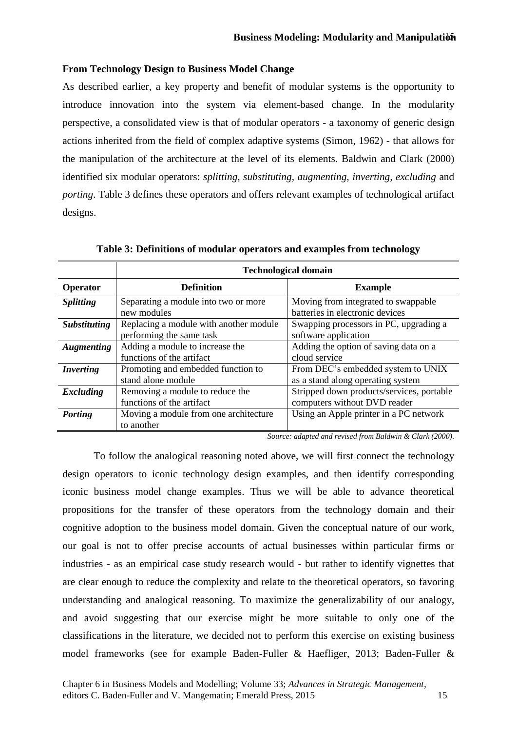## From Technology Design to Business Model Change

As described earlier, a key property and benefit of modular systems is the opportunity to introduce innovation into the system via element-based change. In the modularity perspective, a consolidated view is that of modular operators - a taxonomy of generic design actions inherited from the field of complex adaptive systems (Simon, 1962) - that allows for the manipulation of the architecture at the level of its elements. Baldwin and Clark (2000) identified six modular operators: *splitting, substituting, augmenting, inverting, excluding* and *porting*. Table 3 defines these operators and offers relevant examples of technological artifact designs.

**Table 3: Definitions of modular operators and examples from technology**

| | Technological domain | |
|---|---|---|
| **Operator** | **Definition** | **Example** |
| ***Splitting*** | Separating a module into two or more new modules | Moving from integrated to swappable batteries in electronic devices |
| ***Substituting*** | Replacing a module with another module performing the same task | Swapping processors in PC, upgrading a software application |
| ***Augmenting*** | Adding a module to increase the functions of the artifact | Adding the option of saving data on a cloud service |
| ***Inverting*** | Promoting and embedded function to stand alone module | From DEC's embedded system to UNIX as a stand along operating system |
| ***Excluding*** | Removing a module to reduce the functions of the artifact | Stripped down products/services, portable computers without DVD reader |
| ***Porting*** | Moving a module from one architecture to another | Using an Apple printer in a PC network |

*Source: adapted and revised from Baldwin & Clark (2000).*

To follow the analogical reasoning noted above, we will first connect the technology design operators to iconic technology design examples, and then identify corresponding iconic business model change examples. Thus we will be able to advance theoretical propositions for the transfer of these operators from the technology domain and their cognitive adoption to the business model domain. Given the conceptual nature of our work, our goal is not to offer precise accounts of actual businesses within particular firms or industries - as an empirical case study research would - but rather to identify vignettes that are clear enough to reduce the complexity and relate to the theoretical operators, so favoring understanding and analogical reasoning. To maximize the generalizability of our analogy, and avoid suggesting that our exercise might be more suitable to only one of the classifications in the literature, we decided not to perform this exercise on existing business model frameworks (see for example Baden-Fuller & Haefliger, 2013; Baden-Fuller &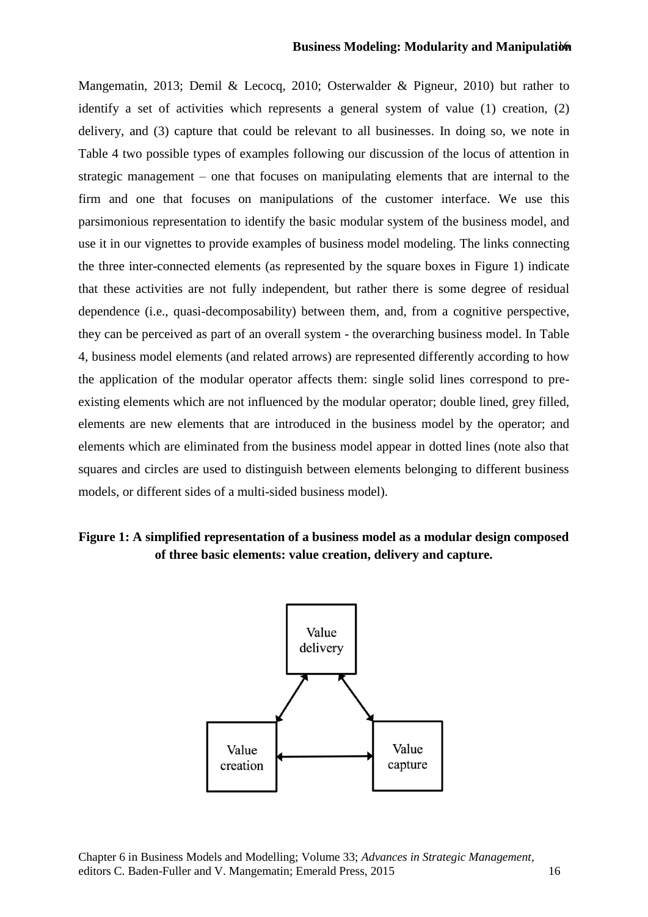Mangematin, 2013; Demil & Lecocq, 2010; Osterwalder & Pigneur, 2010) but rather to identify a set of activities which represents a general system of value (1) creation, (2) delivery, and (3) capture that could be relevant to all businesses. In doing so, we note in Table 4 two possible types of examples following our discussion of the locus of attention in strategic management – one that focuses on manipulating elements that are internal to the firm and one that focuses on manipulations of the customer interface. We use this parsimonious representation to identify the basic modular system of the business model, and use it in our vignettes to provide examples of business model modeling. The links connecting the three inter-connected elements (as represented by the square boxes in Figure 1) indicate that these activities are not fully independent, but rather there is some degree of residual dependence (i.e., quasi-decomposability) between them, and, from a cognitive perspective, they can be perceived as part of an overall system - the overarching business model. In Table 4, business model elements (and related arrows) are represented differently according to how the application of the modular operator affects them: single solid lines correspond to pre-existing elements which are not influenced by the modular operator; double lined, grey filled, elements are new elements that are introduced in the business model by the operator; and elements which are eliminated from the business model appear in dotted lines (note also that squares and circles are used to distinguish between elements belonging to different business models, or different sides of a multi-sided business model).

**Figure 1: A simplified representation of a business model as a modular design composed of three basic elements: value creation, delivery and capture.**

Value delivery

Value creation

Value capture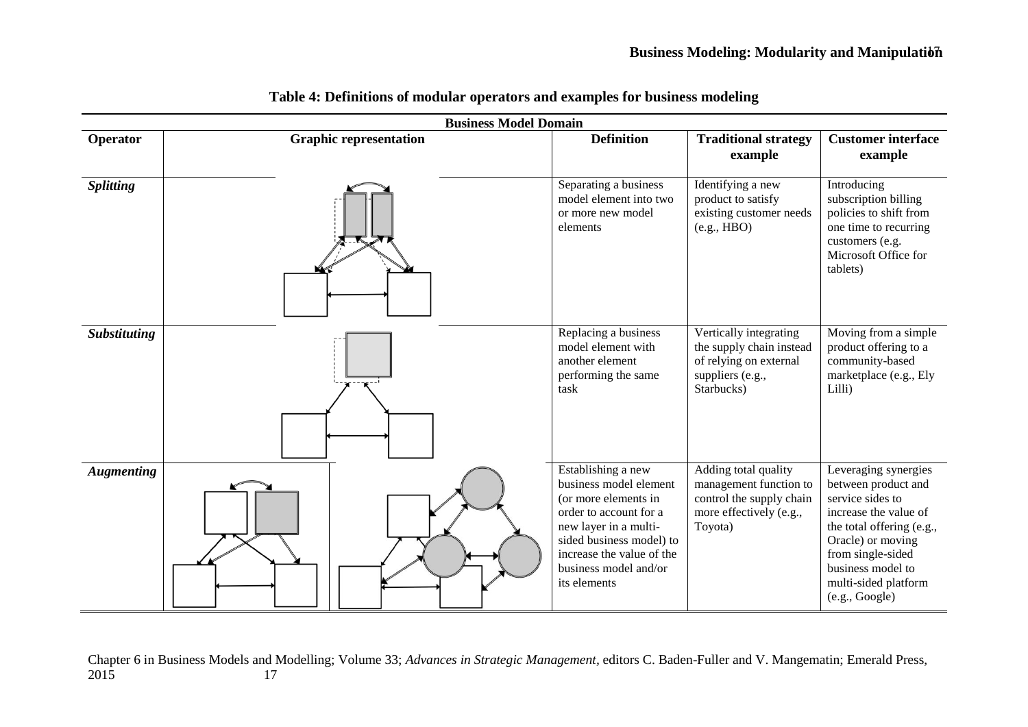**Table 4: Definitions of modular operators and examples for business modeling**

| Business Model Domain | | | | |
|---|---|---|---|---|
| **Operator** | **Graphic representation** | **Definition** | **Traditional strategy example** | **Customer interface example** |
| ***Splitting*** | | Separating a business model element into two or more new model elements | Identifying a new product to satisfy existing customer needs (e.g., HBO) | Introducing subscription billing policies to shift from one time to recurring customers (e.g. Microsoft Office for tablets) |
| ***Substituting*** | | Replacing a business model element with another element performing the same task | Vertically integrating the supply chain instead of relying on external suppliers (e.g., Starbucks) | Moving from a simple product offering to a community-based marketplace (e.g., Ely Lilli) |
| ***Augmenting*** | | Establishing a new business model element (or more elements in order to account for a new layer in a multi-sided business model) to increase the value of the business model and/or its elements | Adding total quality management function to control the supply chain more effectively (e.g., Toyota) | Leveraging synergies between product and service sides to increase the value of the total offering (e.g., Oracle) or moving from single-sided business model to multi-sided platform (e.g., Google) |

Chapter 6 in Business Models and Modelling; Volume 33; *Advances in Strategic Management*, editors C. Baden-Fuller and V. Mangematin; Emerald Press, 2015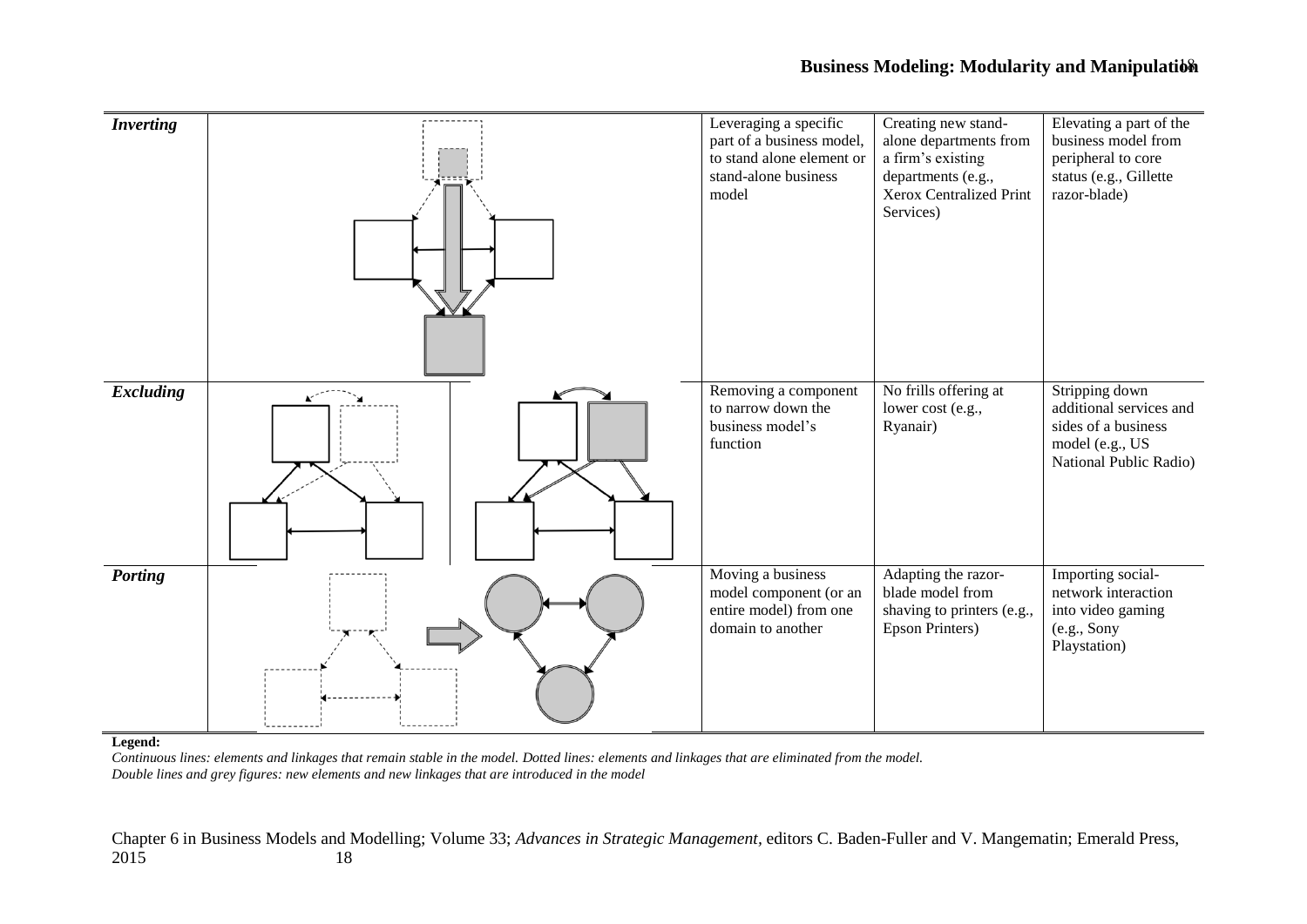| | | | | |
|---|---|---|---|---|
| ***Inverting*** | | Leveraging a specific part of a business model, to stand alone element or stand-alone business model | Creating new stand-alone departments from a firm's existing departments (e.g., Xerox Centralized Print Services) | Elevating a part of the business model from peripheral to core status (e.g., Gillette razor-blade) |
| ***Excluding*** | | Removing a component to narrow down the business model's function | No frills offering at lower cost (e.g., Ryanair) | Stripping down additional services and sides of a business model (e.g., US National Public Radio) |
| ***Porting*** | | Moving a business model component (or an entire model) from one domain to another | Adapting the razor-blade model from shaving to printers (e.g., Epson Printers) | Importing social-network interaction into video gaming (e.g., Sony Playstation) |

**Legend:**

*Continuous lines: elements and linkages that remain stable in the model. Dotted lines: elements and linkages that are eliminated from the model.*
*Double lines and grey figures: new elements and new linkages that are introduced in the model*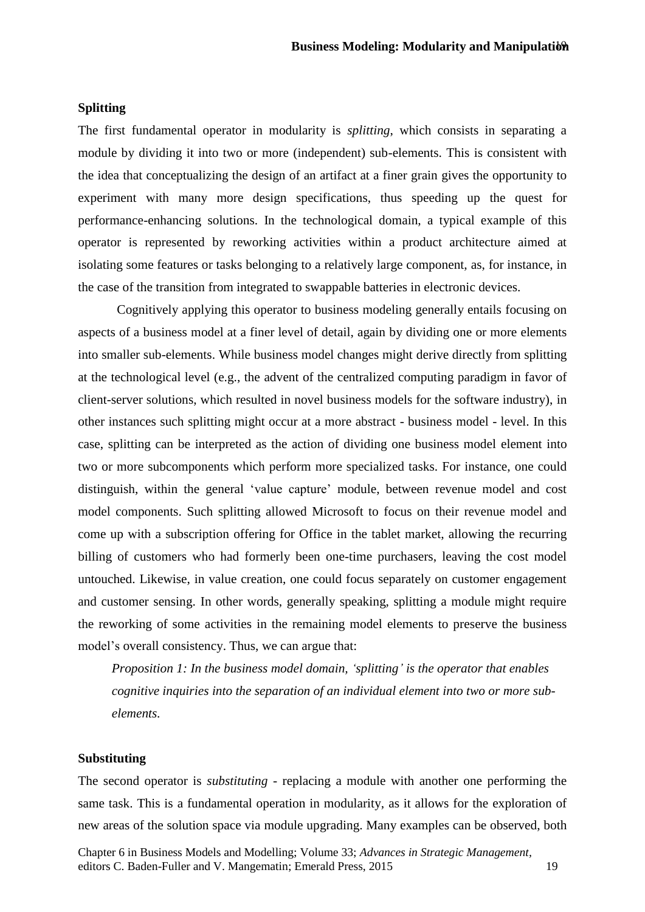### Splitting

The first fundamental operator in modularity is *splitting*, which consists in separating a module by dividing it into two or more (independent) sub-elements. This is consistent with the idea that conceptualizing the design of an artifact at a finer grain gives the opportunity to experiment with many more design specifications, thus speeding up the quest for performance-enhancing solutions. In the technological domain, a typical example of this operator is represented by reworking activities within a product architecture aimed at isolating some features or tasks belonging to a relatively large component, as, for instance, in the case of the transition from integrated to swappable batteries in electronic devices.

Cognitively applying this operator to business modeling generally entails focusing on aspects of a business model at a finer level of detail, again by dividing one or more elements into smaller sub-elements. While business model changes might derive directly from splitting at the technological level (e.g., the advent of the centralized computing paradigm in favor of client-server solutions, which resulted in novel business models for the software industry), in other instances such splitting might occur at a more abstract - business model - level. In this case, splitting can be interpreted as the action of dividing one business model element into two or more subcomponents which perform more specialized tasks. For instance, one could distinguish, within the general 'value capture' module, between revenue model and cost model components. Such splitting allowed Microsoft to focus on their revenue model and come up with a subscription offering for Office in the tablet market, allowing the recurring billing of customers who had formerly been one-time purchasers, leaving the cost model untouched. Likewise, in value creation, one could focus separately on customer engagement and customer sensing. In other words, generally speaking, splitting a module might require the reworking of some activities in the remaining model elements to preserve the business model's overall consistency. Thus, we can argue that:

*Proposition 1: In the business model domain, 'splitting' is the operator that enables cognitive inquiries into the separation of an individual element into two or more sub-elements.*

### Substituting

The second operator is *substituting* - replacing a module with another one performing the same task. This is a fundamental operation in modularity, as it allows for the exploration of new areas of the solution space via module upgrading. Many examples can be observed, both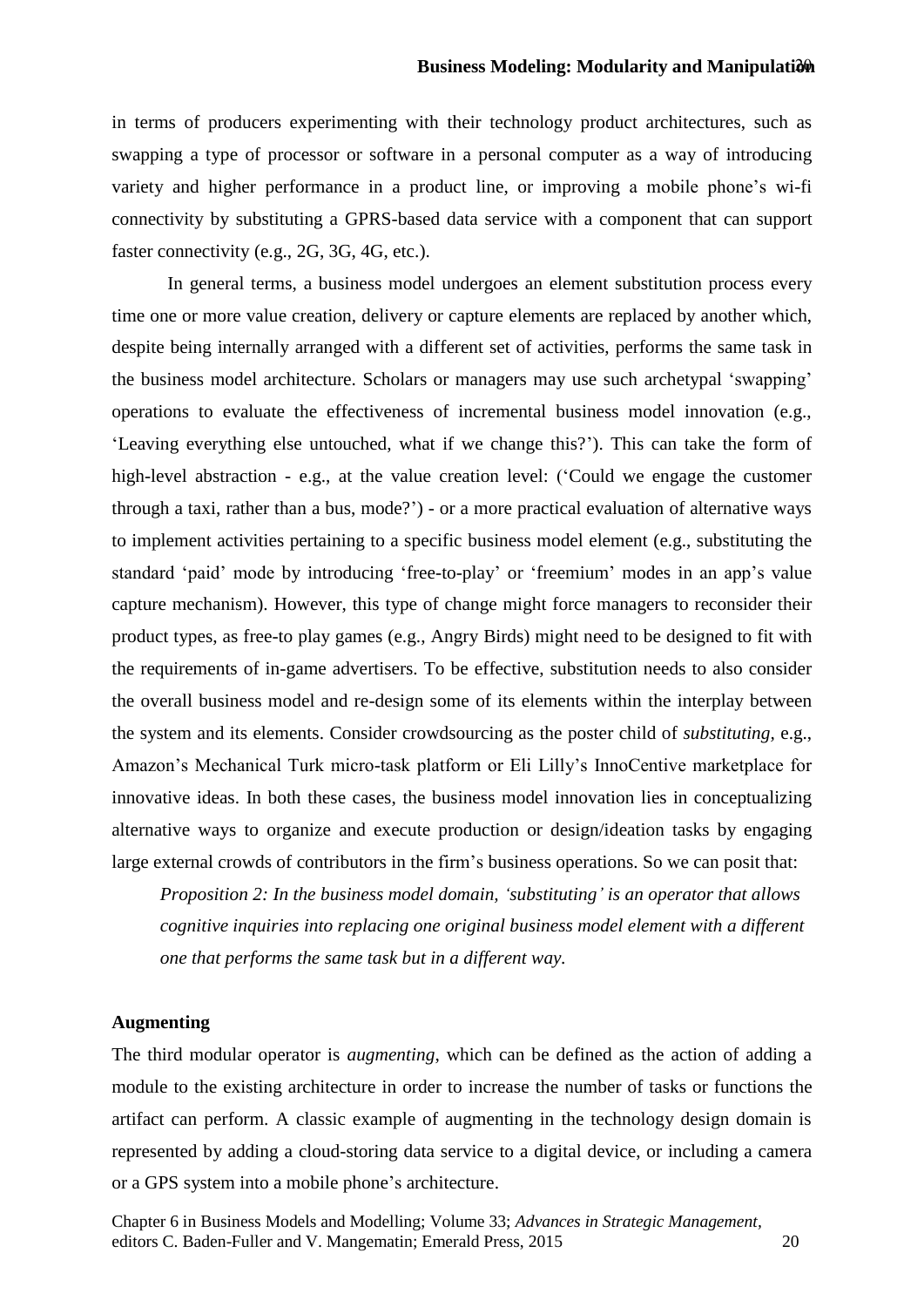in terms of producers experimenting with their technology product architectures, such as swapping a type of processor or software in a personal computer as a way of introducing variety and higher performance in a product line, or improving a mobile phone's wi-fi connectivity by substituting a GPRS-based data service with a component that can support faster connectivity (e.g., 2G, 3G, 4G, etc.).

In general terms, a business model undergoes an element substitution process every time one or more value creation, delivery or capture elements are replaced by another which, despite being internally arranged with a different set of activities, performs the same task in the business model architecture. Scholars or managers may use such archetypal 'swapping' operations to evaluate the effectiveness of incremental business model innovation (e.g., 'Leaving everything else untouched, what if we change this?'). This can take the form of high-level abstraction - e.g., at the value creation level: ('Could we engage the customer through a taxi, rather than a bus, mode?') - or a more practical evaluation of alternative ways to implement activities pertaining to a specific business model element (e.g., substituting the standard 'paid' mode by introducing 'free-to-play' or 'freemium' modes in an app's value capture mechanism). However, this type of change might force managers to reconsider their product types, as free-to play games (e.g., Angry Birds) might need to be designed to fit with the requirements of in-game advertisers. To be effective, substitution needs to also consider the overall business model and re-design some of its elements within the interplay between the system and its elements. Consider crowdsourcing as the poster child of *substituting*, e.g., Amazon's Mechanical Turk micro-task platform or Eli Lilly's InnoCentive marketplace for innovative ideas. In both these cases, the business model innovation lies in conceptualizing alternative ways to organize and execute production or design/ideation tasks by engaging large external crowds of contributors in the firm's business operations. So we can posit that:

> *Proposition 2: In the business model domain, 'substituting' is an operator that allows cognitive inquiries into replacing one original business model element with a different one that performs the same task but in a different way.*

### Augmenting

The third modular operator is *augmenting*, which can be defined as the action of adding a module to the existing architecture in order to increase the number of tasks or functions the artifact can perform. A classic example of augmenting in the technology design domain is represented by adding a cloud-storing data service to a digital device, or including a camera or a GPS system into a mobile phone's architecture.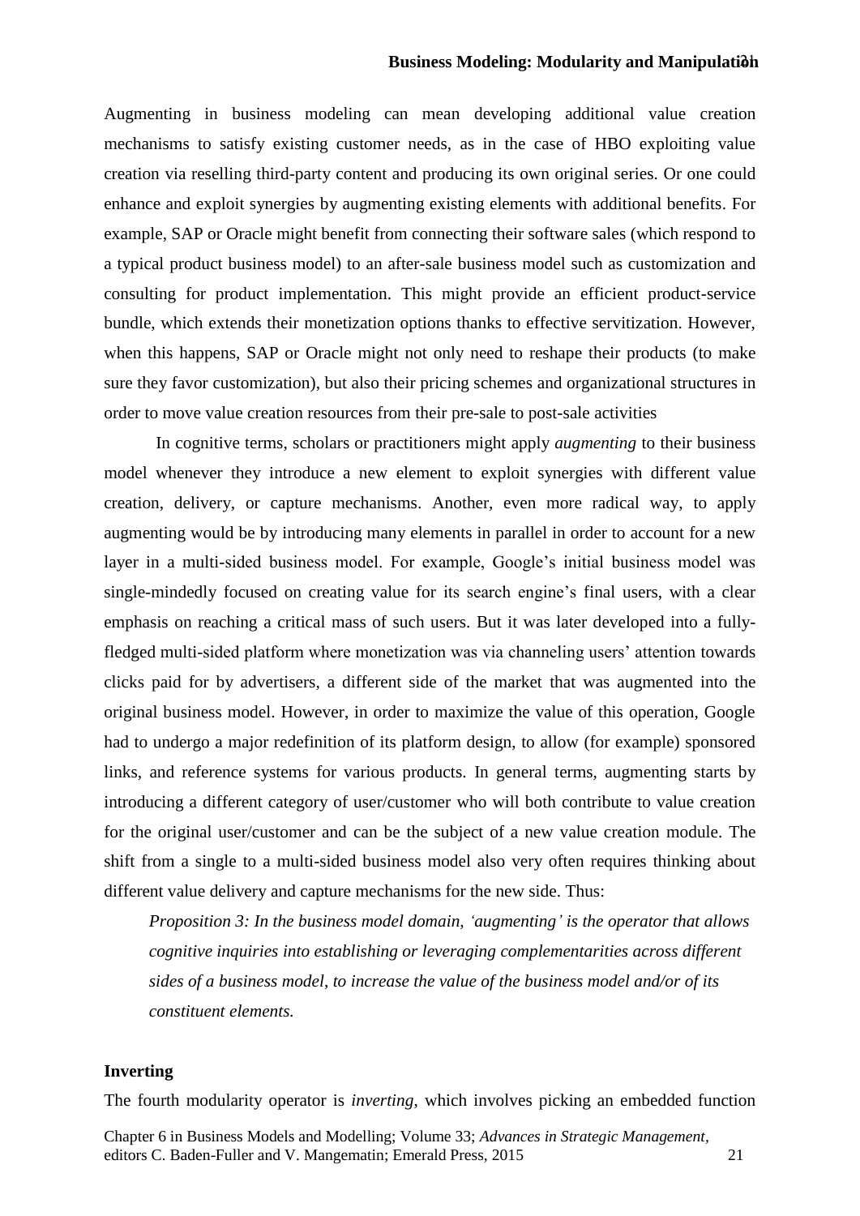Augmenting in business modeling can mean developing additional value creation mechanisms to satisfy existing customer needs, as in the case of HBO exploiting value creation via reselling third-party content and producing its own original series. Or one could enhance and exploit synergies by augmenting existing elements with additional benefits. For example, SAP or Oracle might benefit from connecting their software sales (which respond to a typical product business model) to an after-sale business model such as customization and consulting for product implementation. This might provide an efficient product-service bundle, which extends their monetization options thanks to effective servitization. However, when this happens, SAP or Oracle might not only need to reshape their products (to make sure they favor customization), but also their pricing schemes and organizational structures in order to move value creation resources from their pre-sale to post-sale activities

In cognitive terms, scholars or practitioners might apply *augmenting* to their business model whenever they introduce a new element to exploit synergies with different value creation, delivery, or capture mechanisms. Another, even more radical way, to apply augmenting would be by introducing many elements in parallel in order to account for a new layer in a multi-sided business model. For example, Google's initial business model was single-mindedly focused on creating value for its search engine's final users, with a clear emphasis on reaching a critical mass of such users. But it was later developed into a fully-fledged multi-sided platform where monetization was via channeling users' attention towards clicks paid for by advertisers, a different side of the market that was augmented into the original business model. However, in order to maximize the value of this operation, Google had to undergo a major redefinition of its platform design, to allow (for example) sponsored links, and reference systems for various products. In general terms, augmenting starts by introducing a different category of user/customer who will both contribute to value creation for the original user/customer and can be the subject of a new value creation module. The shift from a single to a multi-sided business model also very often requires thinking about different value delivery and capture mechanisms for the new side. Thus:

*Proposition 3: In the business model domain, 'augmenting' is the operator that allows cognitive inquiries into establishing or leveraging complementarities across different sides of a business model, to increase the value of the business model and/or of its constituent elements.*

**Inverting**

The fourth modularity operator is *inverting*, which involves picking an embedded function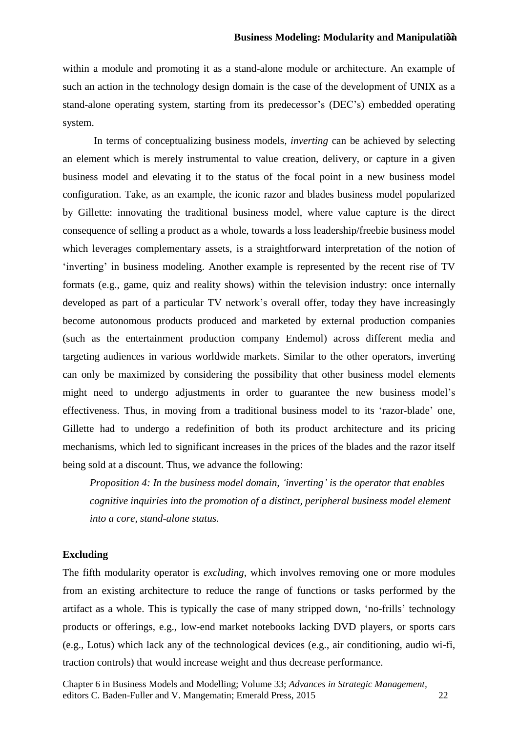within a module and promoting it as a stand-alone module or architecture. An example of such an action in the technology design domain is the case of the development of UNIX as a stand-alone operating system, starting from its predecessor's (DEC's) embedded operating system.

In terms of conceptualizing business models, *inverting* can be achieved by selecting an element which is merely instrumental to value creation, delivery, or capture in a given business model and elevating it to the status of the focal point in a new business model configuration. Take, as an example, the iconic razor and blades business model popularized by Gillette: innovating the traditional business model, where value capture is the direct consequence of selling a product as a whole, towards a loss leadership/freebie business model which leverages complementary assets, is a straightforward interpretation of the notion of 'inverting' in business modeling. Another example is represented by the recent rise of TV formats (e.g., game, quiz and reality shows) within the television industry: once internally developed as part of a particular TV network's overall offer, today they have increasingly become autonomous products produced and marketed by external production companies (such as the entertainment production company Endemol) across different media and targeting audiences in various worldwide markets. Similar to the other operators, inverting can only be maximized by considering the possibility that other business model elements might need to undergo adjustments in order to guarantee the new business model's effectiveness. Thus, in moving from a traditional business model to its 'razor-blade' one, Gillette had to undergo a redefinition of both its product architecture and its pricing mechanisms, which led to significant increases in the prices of the blades and the razor itself being sold at a discount. Thus, we advance the following:

*Proposition 4: In the business model domain, 'inverting' is the operator that enables cognitive inquiries into the promotion of a distinct, peripheral business model element into a core, stand-alone status.*

**Excluding**

The fifth modularity operator is *excluding*, which involves removing one or more modules from an existing architecture to reduce the range of functions or tasks performed by the artifact as a whole. This is typically the case of many stripped down, 'no-frills' technology products or offerings, e.g., low-end market notebooks lacking DVD players, or sports cars (e.g., Lotus) which lack any of the technological devices (e.g., air conditioning, audio wi-fi, traction controls) that would increase weight and thus decrease performance.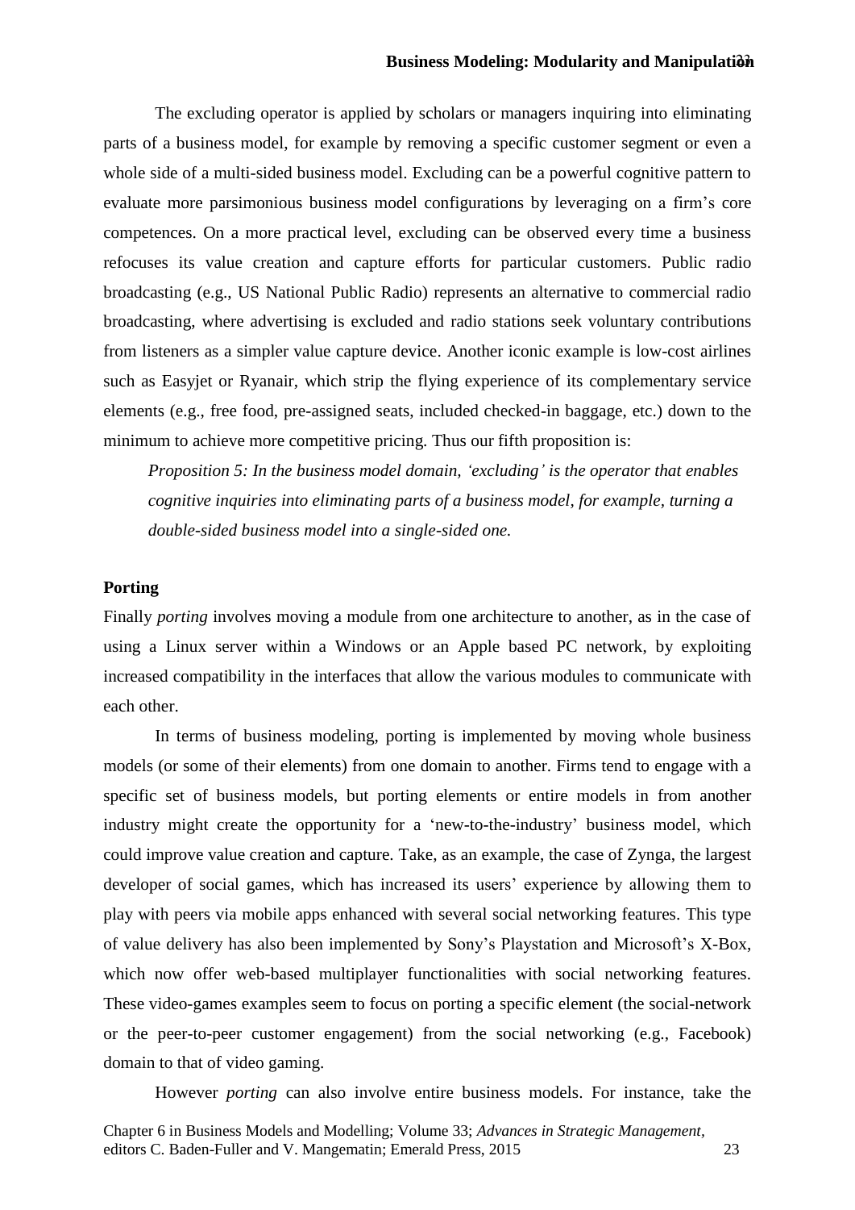The excluding operator is applied by scholars or managers inquiring into eliminating parts of a business model, for example by removing a specific customer segment or even a whole side of a multi-sided business model. Excluding can be a powerful cognitive pattern to evaluate more parsimonious business model configurations by leveraging on a firm's core competences. On a more practical level, excluding can be observed every time a business refocuses its value creation and capture efforts for particular customers. Public radio broadcasting (e.g., US National Public Radio) represents an alternative to commercial radio broadcasting, where advertising is excluded and radio stations seek voluntary contributions from listeners as a simpler value capture device. Another iconic example is low-cost airlines such as Easyjet or Ryanair, which strip the flying experience of its complementary service elements (e.g., free food, pre-assigned seats, included checked-in baggage, etc.) down to the minimum to achieve more competitive pricing. Thus our fifth proposition is:

*Proposition 5: In the business model domain, 'excluding' is the operator that enables cognitive inquiries into eliminating parts of a business model, for example, turning a double-sided business model into a single-sided one.*

**Porting**

Finally *porting* involves moving a module from one architecture to another, as in the case of using a Linux server within a Windows or an Apple based PC network, by exploiting increased compatibility in the interfaces that allow the various modules to communicate with each other.

In terms of business modeling, porting is implemented by moving whole business models (or some of their elements) from one domain to another. Firms tend to engage with a specific set of business models, but porting elements or entire models in from another industry might create the opportunity for a 'new-to-the-industry' business model, which could improve value creation and capture. Take, as an example, the case of Zynga, the largest developer of social games, which has increased its users' experience by allowing them to play with peers via mobile apps enhanced with several social networking features. This type of value delivery has also been implemented by Sony's Playstation and Microsoft's X-Box, which now offer web-based multiplayer functionalities with social networking features. These video-games examples seem to focus on porting a specific element (the social-network or the peer-to-peer customer engagement) from the social networking (e.g., Facebook) domain to that of video gaming.

However *porting* can also involve entire business models. For instance, take the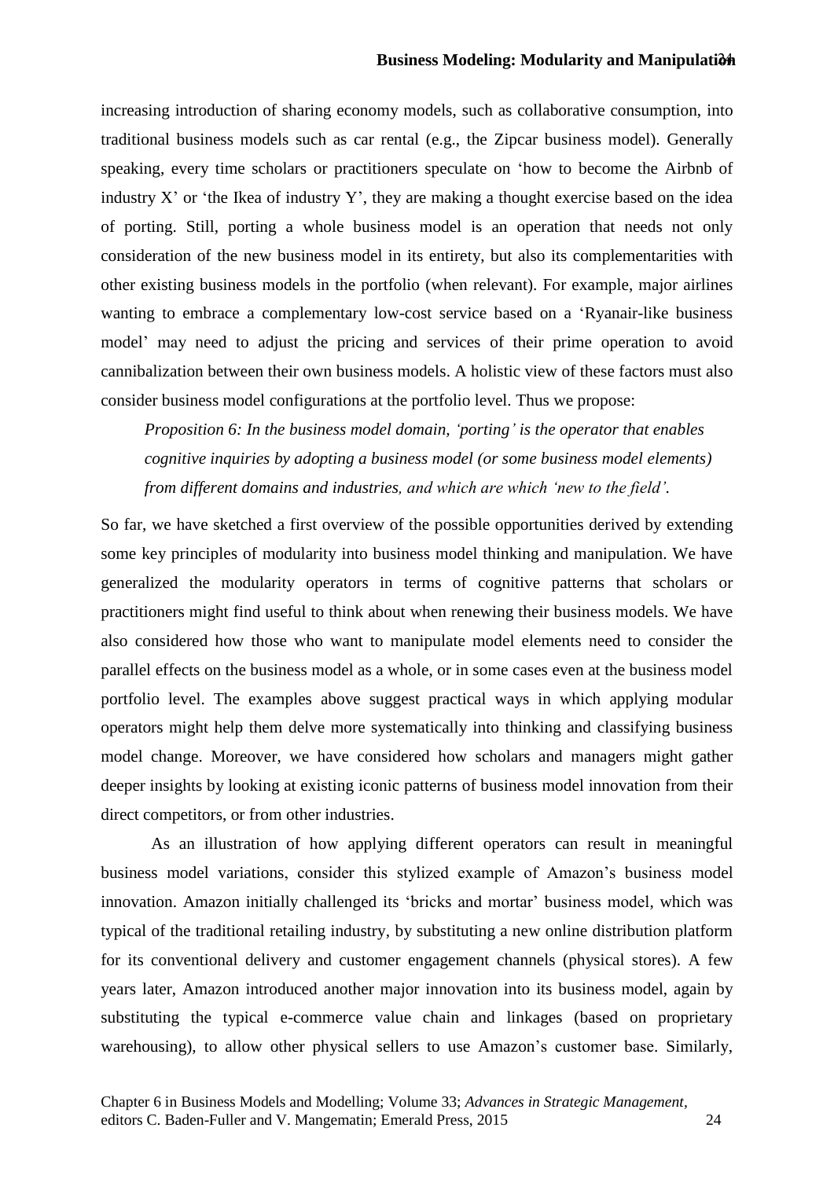increasing introduction of sharing economy models, such as collaborative consumption, into traditional business models such as car rental (e.g., the Zipcar business model). Generally speaking, every time scholars or practitioners speculate on 'how to become the Airbnb of industry X' or 'the Ikea of industry Y', they are making a thought exercise based on the idea of porting. Still, porting a whole business model is an operation that needs not only consideration of the new business model in its entirety, but also its complementarities with other existing business models in the portfolio (when relevant). For example, major airlines wanting to embrace a complementary low-cost service based on a 'Ryanair-like business model' may need to adjust the pricing and services of their prime operation to avoid cannibalization between their own business models. A holistic view of these factors must also consider business model configurations at the portfolio level. Thus we propose:

*Proposition 6: In the business model domain, 'porting' is the operator that enables cognitive inquiries by adopting a business model (or some business model elements) from different domains and industries, and which are which 'new to the field'.*

So far, we have sketched a first overview of the possible opportunities derived by extending some key principles of modularity into business model thinking and manipulation. We have generalized the modularity operators in terms of cognitive patterns that scholars or practitioners might find useful to think about when renewing their business models. We have also considered how those who want to manipulate model elements need to consider the parallel effects on the business model as a whole, or in some cases even at the business model portfolio level. The examples above suggest practical ways in which applying modular operators might help them delve more systematically into thinking and classifying business model change. Moreover, we have considered how scholars and managers might gather deeper insights by looking at existing iconic patterns of business model innovation from their direct competitors, or from other industries.

As an illustration of how applying different operators can result in meaningful business model variations, consider this stylized example of Amazon's business model innovation. Amazon initially challenged its 'bricks and mortar' business model, which was typical of the traditional retailing industry, by substituting a new online distribution platform for its conventional delivery and customer engagement channels (physical stores). A few years later, Amazon introduced another major innovation into its business model, again by substituting the typical e-commerce value chain and linkages (based on proprietary warehousing), to allow other physical sellers to use Amazon's customer base. Similarly,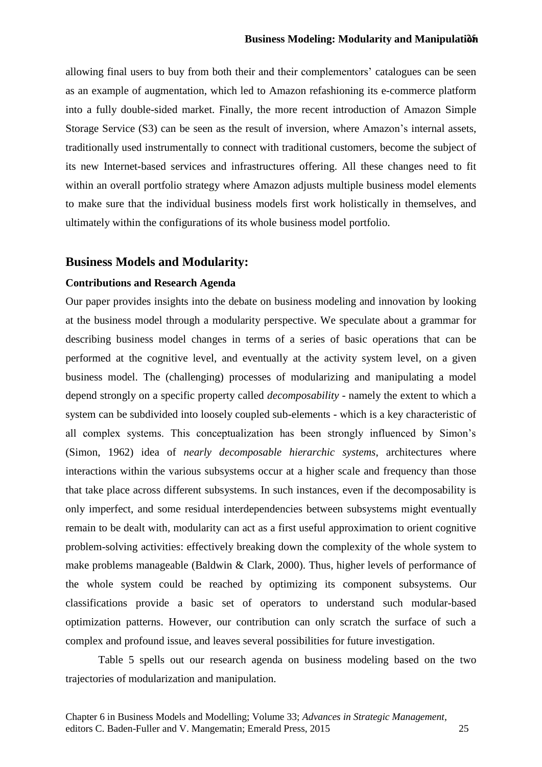allowing final users to buy from both their and their complementors' catalogues can be seen as an example of augmentation, which led to Amazon refashioning its e-commerce platform into a fully double-sided market. Finally, the more recent introduction of Amazon Simple Storage Service (S3) can be seen as the result of inversion, where Amazon's internal assets, traditionally used instrumentally to connect with traditional customers, become the subject of its new Internet-based services and infrastructures offering. All these changes need to fit within an overall portfolio strategy where Amazon adjusts multiple business model elements to make sure that the individual business models first work holistically in themselves, and ultimately within the configurations of its whole business model portfolio.

## Business Models and Modularity:

### Contributions and Research Agenda

Our paper provides insights into the debate on business modeling and innovation by looking at the business model through a modularity perspective. We speculate about a grammar for describing business model changes in terms of a series of basic operations that can be performed at the cognitive level, and eventually at the activity system level, on a given business model. The (challenging) processes of modularizing and manipulating a model depend strongly on a specific property called *decomposability* - namely the extent to which a system can be subdivided into loosely coupled sub-elements - which is a key characteristic of all complex systems. This conceptualization has been strongly influenced by Simon's (Simon, 1962) idea of *nearly decomposable hierarchic systems*, architectures where interactions within the various subsystems occur at a higher scale and frequency than those that take place across different subsystems. In such instances, even if the decomposability is only imperfect, and some residual interdependencies between subsystems might eventually remain to be dealt with, modularity can act as a first useful approximation to orient cognitive problem-solving activities: effectively breaking down the complexity of the whole system to make problems manageable (Baldwin & Clark, 2000). Thus, higher levels of performance of the whole system could be reached by optimizing its component subsystems. Our classifications provide a basic set of operators to understand such modular-based optimization patterns. However, our contribution can only scratch the surface of such a complex and profound issue, and leaves several possibilities for future investigation.

Table 5 spells out our research agenda on business modeling based on the two trajectories of modularization and manipulation.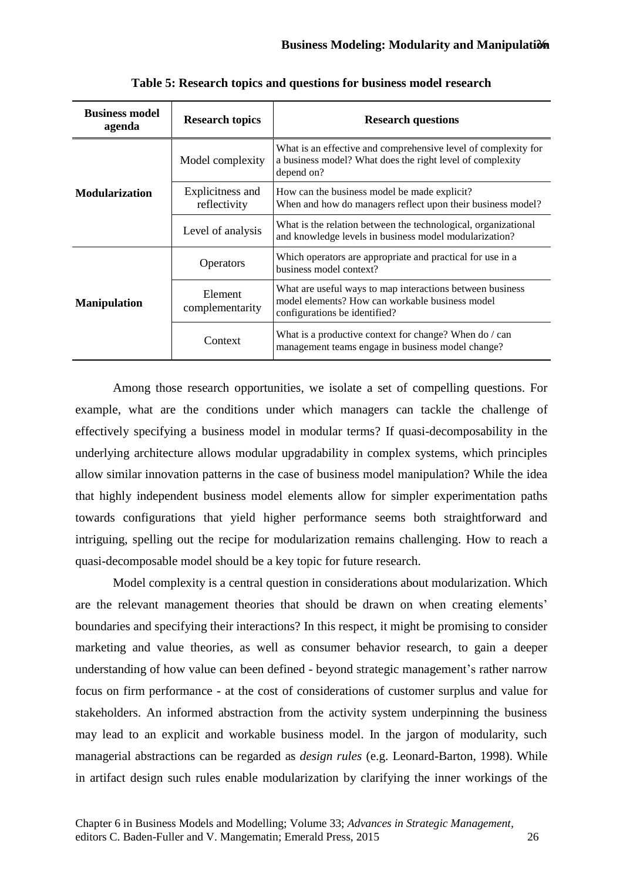**Table 5: Research topics and questions for business model research**

| Business model agenda | Research topics | Research questions |
|---|---|---|
| **Modularization** | Model complexity | What is an effective and comprehensive level of complexity for a business model? What does the right level of complexity depend on? |
| | Explicitness and reflectivity | How can the business model be made explicit? When and how do managers reflect upon their business model? |
| | Level of analysis | What is the relation between the technological, organizational and knowledge levels in business model modularization? |
| **Manipulation** | Operators | Which operators are appropriate and practical for use in a business model context? |
| | Element complementarity | What are useful ways to map interactions between business model elements? How can workable business model configurations be identified? |
| | Context | What is a productive context for change? When do / can management teams engage in business model change? |

Among those research opportunities, we isolate a set of compelling questions. For example, what are the conditions under which managers can tackle the challenge of effectively specifying a business model in modular terms? If quasi-decomposability in the underlying architecture allows modular upgradability in complex systems, which principles allow similar innovation patterns in the case of business model manipulation? While the idea that highly independent business model elements allow for simpler experimentation paths towards configurations that yield higher performance seems both straightforward and intriguing, spelling out the recipe for modularization remains challenging. How to reach a quasi-decomposable model should be a key topic for future research.

Model complexity is a central question in considerations about modularization. Which are the relevant management theories that should be drawn on when creating elements' boundaries and specifying their interactions? In this respect, it might be promising to consider marketing and value theories, as well as consumer behavior research, to gain a deeper understanding of how value can been defined - beyond strategic management's rather narrow focus on firm performance - at the cost of considerations of customer surplus and value for stakeholders. An informed abstraction from the activity system underpinning the business may lead to an explicit and workable business model. In the jargon of modularity, such managerial abstractions can be regarded as *design rules* (e.g. Leonard-Barton, 1998). While in artifact design such rules enable modularization by clarifying the inner workings of the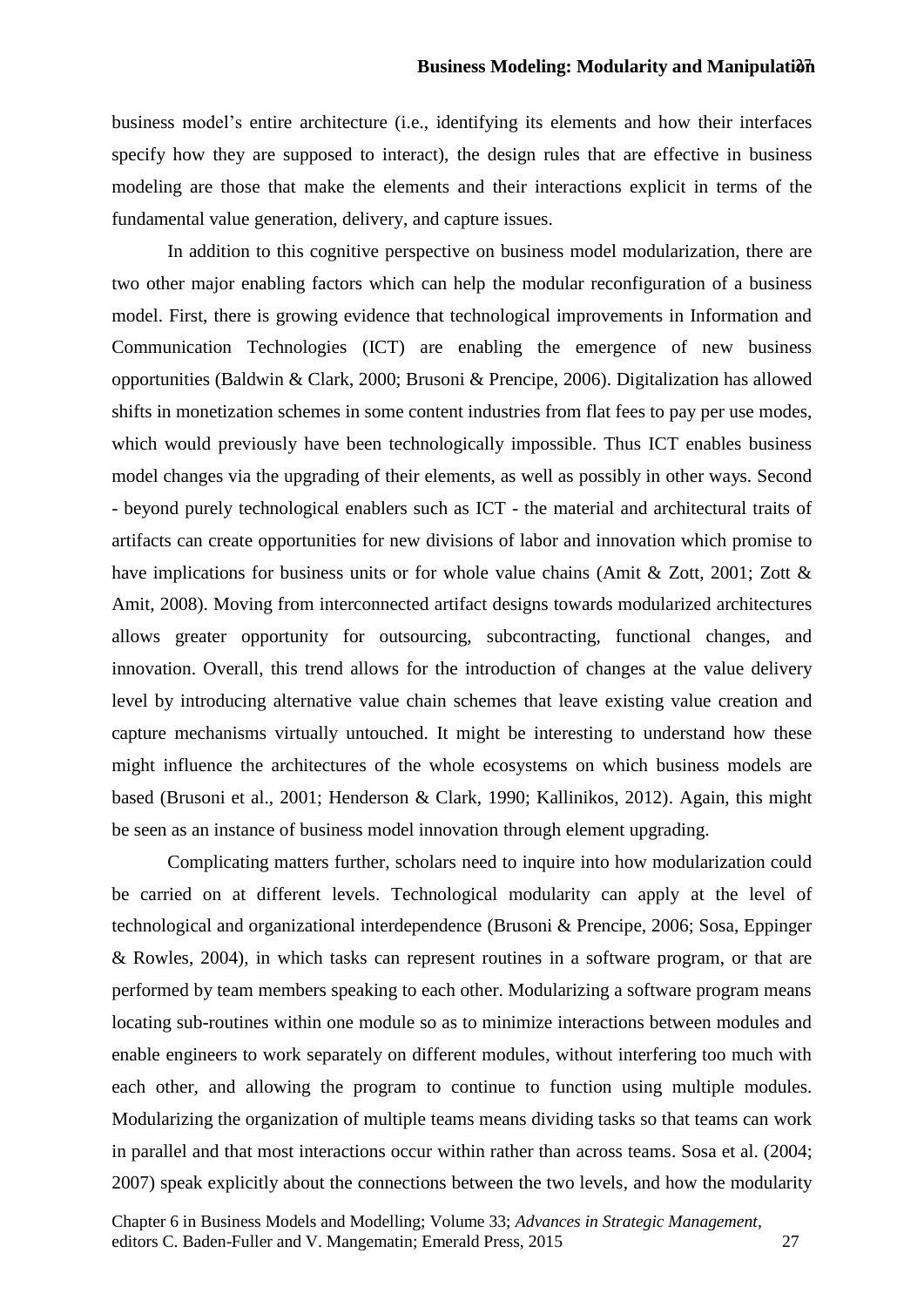business model's entire architecture (i.e., identifying its elements and how their interfaces specify how they are supposed to interact), the design rules that are effective in business modeling are those that make the elements and their interactions explicit in terms of the fundamental value generation, delivery, and capture issues.

In addition to this cognitive perspective on business model modularization, there are two other major enabling factors which can help the modular reconfiguration of a business model. First, there is growing evidence that technological improvements in Information and Communication Technologies (ICT) are enabling the emergence of new business opportunities (Baldwin & Clark, 2000; Brusoni & Prencipe, 2006). Digitalization has allowed shifts in monetization schemes in some content industries from flat fees to pay per use modes, which would previously have been technologically impossible. Thus ICT enables business model changes via the upgrading of their elements, as well as possibly in other ways. Second - beyond purely technological enablers such as ICT - the material and architectural traits of artifacts can create opportunities for new divisions of labor and innovation which promise to have implications for business units or for whole value chains (Amit & Zott, 2001; Zott & Amit, 2008). Moving from interconnected artifact designs towards modularized architectures allows greater opportunity for outsourcing, subcontracting, functional changes, and innovation. Overall, this trend allows for the introduction of changes at the value delivery level by introducing alternative value chain schemes that leave existing value creation and capture mechanisms virtually untouched. It might be interesting to understand how these might influence the architectures of the whole ecosystems on which business models are based (Brusoni et al., 2001; Henderson & Clark, 1990; Kallinikos, 2012). Again, this might be seen as an instance of business model innovation through element upgrading.

Complicating matters further, scholars need to inquire into how modularization could be carried on at different levels. Technological modularity can apply at the level of technological and organizational interdependence (Brusoni & Prencipe, 2006; Sosa, Eppinger & Rowles, 2004), in which tasks can represent routines in a software program, or that are performed by team members speaking to each other. Modularizing a software program means locating sub-routines within one module so as to minimize interactions between modules and enable engineers to work separately on different modules, without interfering too much with each other, and allowing the program to continue to function using multiple modules. Modularizing the organization of multiple teams means dividing tasks so that teams can work in parallel and that most interactions occur within rather than across teams. Sosa et al. (2004; 2007) speak explicitly about the connections between the two levels, and how the modularity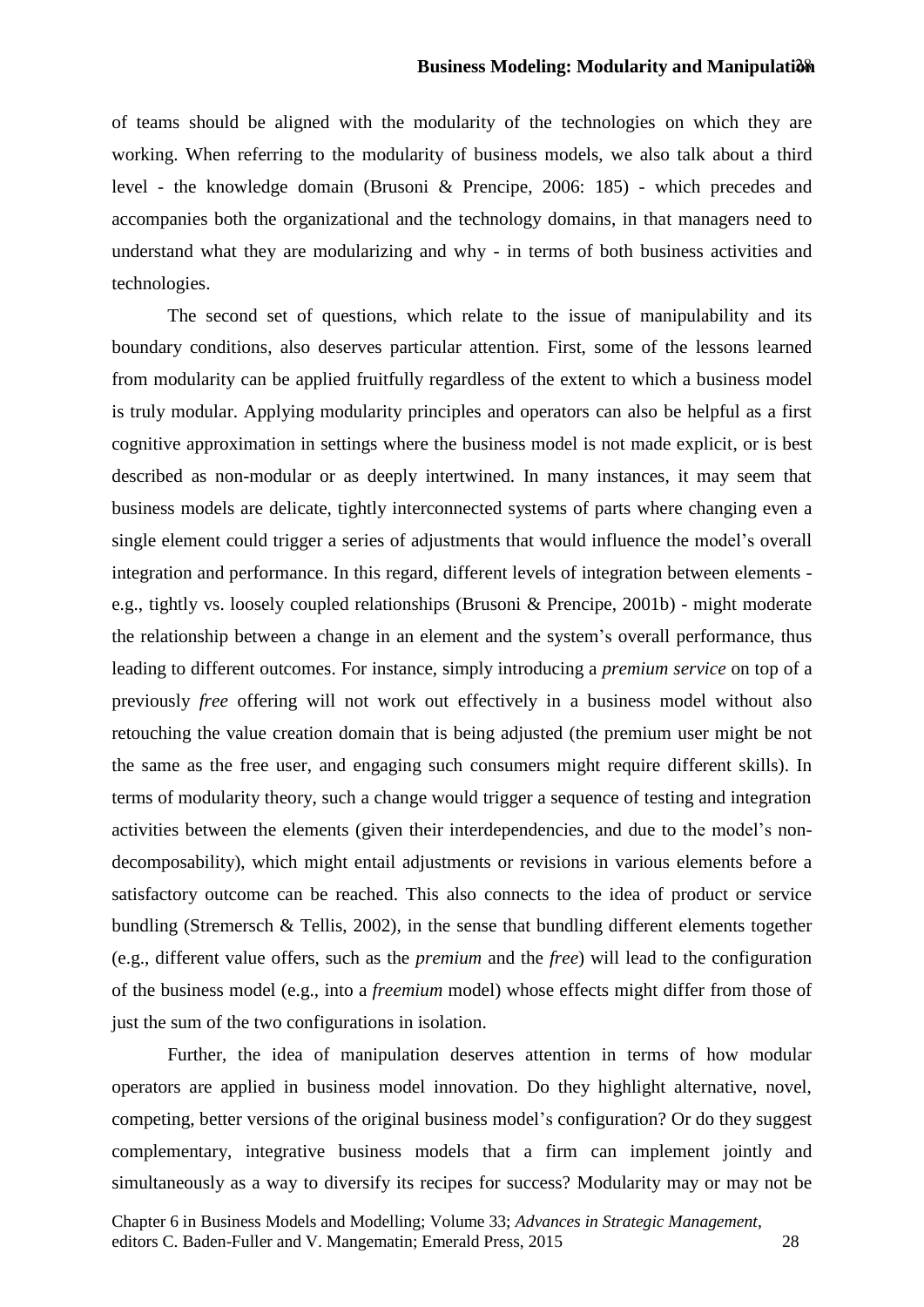of teams should be aligned with the modularity of the technologies on which they are working. When referring to the modularity of business models, we also talk about a third level - the knowledge domain (Brusoni & Prencipe, 2006: 185) - which precedes and accompanies both the organizational and the technology domains, in that managers need to understand what they are modularizing and why - in terms of both business activities and technologies.

The second set of questions, which relate to the issue of manipulability and its boundary conditions, also deserves particular attention. First, some of the lessons learned from modularity can be applied fruitfully regardless of the extent to which a business model is truly modular. Applying modularity principles and operators can also be helpful as a first cognitive approximation in settings where the business model is not made explicit, or is best described as non-modular or as deeply intertwined. In many instances, it may seem that business models are delicate, tightly interconnected systems of parts where changing even a single element could trigger a series of adjustments that would influence the model's overall integration and performance. In this regard, different levels of integration between elements - e.g., tightly vs. loosely coupled relationships (Brusoni & Prencipe, 2001b) - might moderate the relationship between a change in an element and the system's overall performance, thus leading to different outcomes. For instance, simply introducing a *premium service* on top of a previously *free* offering will not work out effectively in a business model without also retouching the value creation domain that is being adjusted (the premium user might be not the same as the free user, and engaging such consumers might require different skills). In terms of modularity theory, such a change would trigger a sequence of testing and integration activities between the elements (given their interdependencies, and due to the model's non-decomposability), which might entail adjustments or revisions in various elements before a satisfactory outcome can be reached. This also connects to the idea of product or service bundling (Stremersch & Tellis, 2002), in the sense that bundling different elements together (e.g., different value offers, such as the *premium* and the *free*) will lead to the configuration of the business model (e.g., into a *freemium* model) whose effects might differ from those of just the sum of the two configurations in isolation.

Further, the idea of manipulation deserves attention in terms of how modular operators are applied in business model innovation. Do they highlight alternative, novel, competing, better versions of the original business model's configuration? Or do they suggest complementary, integrative business models that a firm can implement jointly and simultaneously as a way to diversify its recipes for success? Modularity may or may not be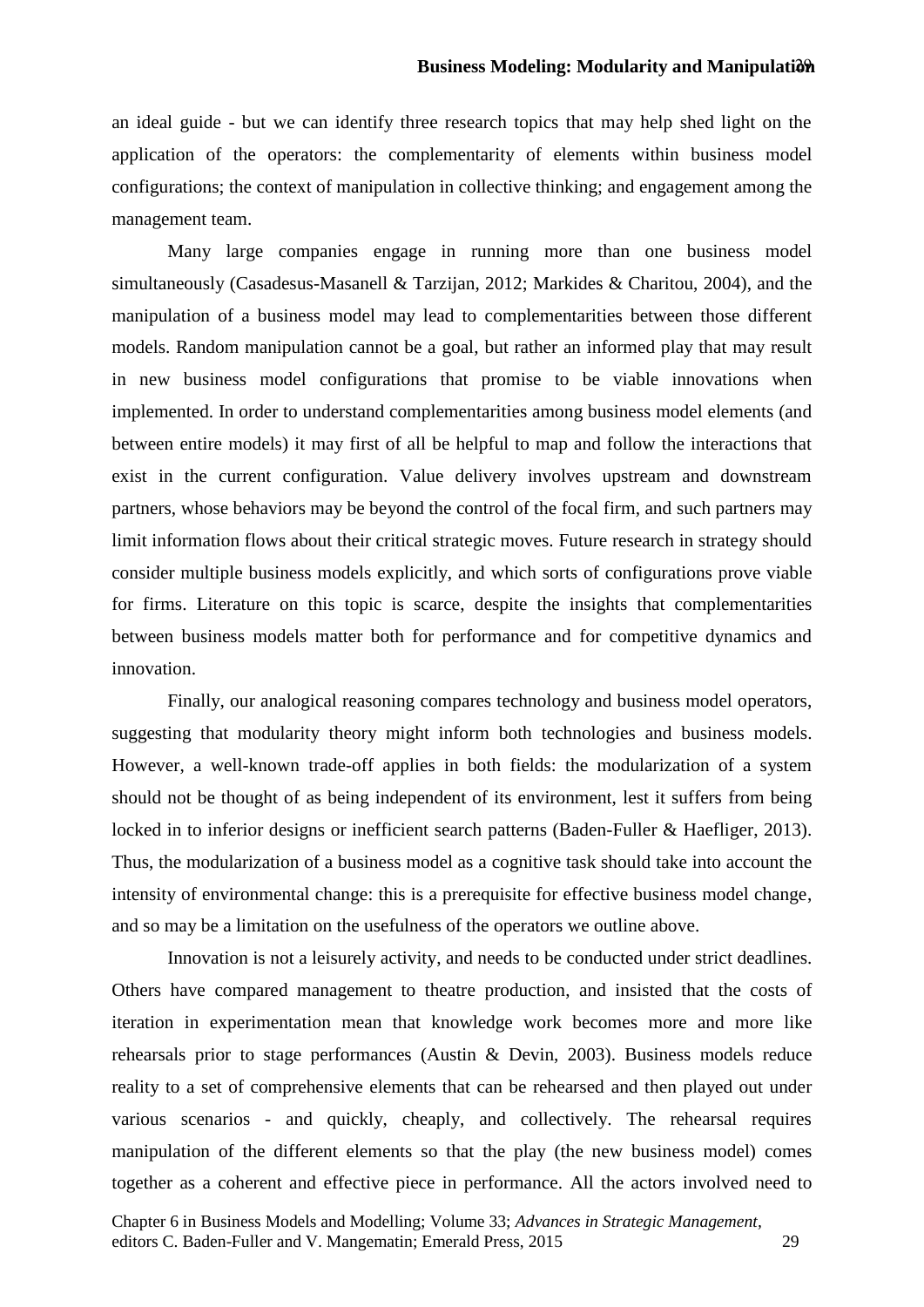an ideal guide - but we can identify three research topics that may help shed light on the application of the operators: the complementarity of elements within business model configurations; the context of manipulation in collective thinking; and engagement among the management team.

Many large companies engage in running more than one business model simultaneously (Casadesus-Masanell & Tarzijan, 2012; Markides & Charitou, 2004), and the manipulation of a business model may lead to complementarities between those different models. Random manipulation cannot be a goal, but rather an informed play that may result in new business model configurations that promise to be viable innovations when implemented. In order to understand complementarities among business model elements (and between entire models) it may first of all be helpful to map and follow the interactions that exist in the current configuration. Value delivery involves upstream and downstream partners, whose behaviors may be beyond the control of the focal firm, and such partners may limit information flows about their critical strategic moves. Future research in strategy should consider multiple business models explicitly, and which sorts of configurations prove viable for firms. Literature on this topic is scarce, despite the insights that complementarities between business models matter both for performance and for competitive dynamics and innovation.

Finally, our analogical reasoning compares technology and business model operators, suggesting that modularity theory might inform both technologies and business models. However, a well-known trade-off applies in both fields: the modularization of a system should not be thought of as being independent of its environment, lest it suffers from being locked in to inferior designs or inefficient search patterns (Baden-Fuller & Haefliger, 2013). Thus, the modularization of a business model as a cognitive task should take into account the intensity of environmental change: this is a prerequisite for effective business model change, and so may be a limitation on the usefulness of the operators we outline above.

Innovation is not a leisurely activity, and needs to be conducted under strict deadlines. Others have compared management to theatre production, and insisted that the costs of iteration in experimentation mean that knowledge work becomes more and more like rehearsals prior to stage performances (Austin & Devin, 2003). Business models reduce reality to a set of comprehensive elements that can be rehearsed and then played out under various scenarios - and quickly, cheaply, and collectively. The rehearsal requires manipulation of the different elements so that the play (the new business model) comes together as a coherent and effective piece in performance. All the actors involved need to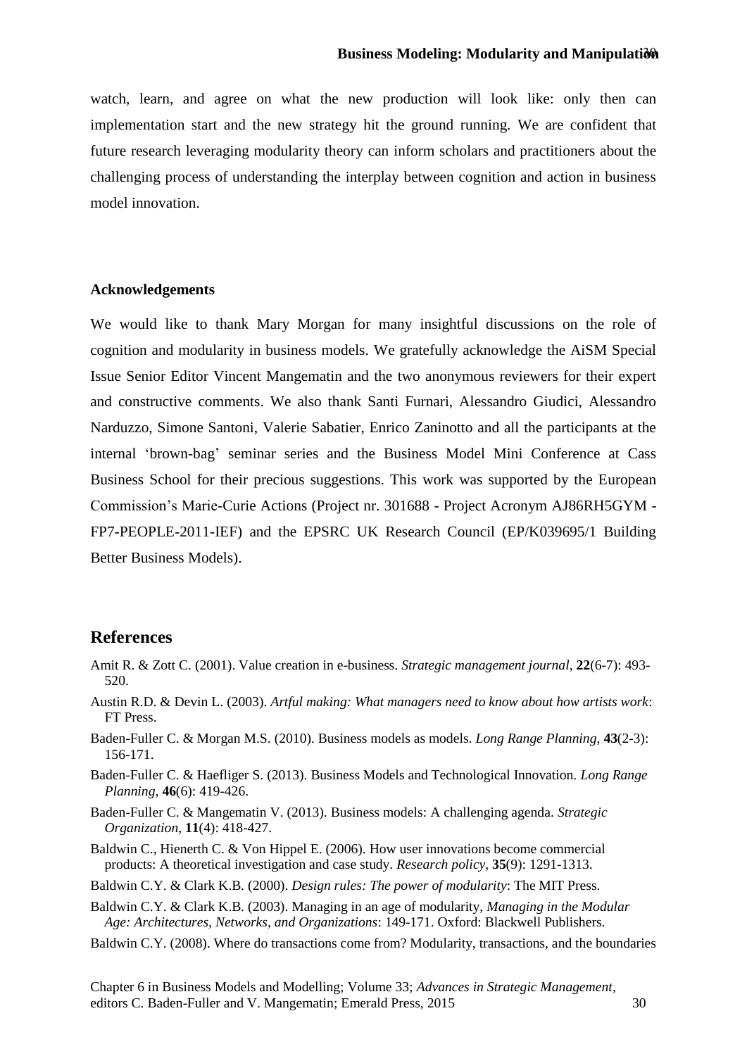watch, learn, and agree on what the new production will look like: only then can implementation start and the new strategy hit the ground running. We are confident that future research leveraging modularity theory can inform scholars and practitioners about the challenging process of understanding the interplay between cognition and action in business model innovation.

**Acknowledgements**

We would like to thank Mary Morgan for many insightful discussions on the role of cognition and modularity in business models. We gratefully acknowledge the AiSM Special Issue Senior Editor Vincent Mangematin and the two anonymous reviewers for their expert and constructive comments. We also thank Santi Furnari, Alessandro Giudici, Alessandro Narduzzo, Simone Santoni, Valerie Sabatier, Enrico Zaninotto and all the participants at the internal 'brown-bag' seminar series and the Business Model Mini Conference at Cass Business School for their precious suggestions. This work was supported by the European Commission's Marie-Curie Actions (Project nr. 301688 - Project Acronym AJ86RH5GYM - FP7-PEOPLE-2011-IEF) and the EPSRC UK Research Council (EP/K039695/1 Building Better Business Models).

## References

Amit R. & Zott C. (2001). Value creation in e-business. *Strategic management journal*, **22**(6-7): 493-520.

Austin R.D. & Devin L. (2003). *Artful making: What managers need to know about how artists work*: FT Press.

Baden-Fuller C. & Morgan M.S. (2010). Business models as models. *Long Range Planning*, **43**(2-3): 156-171.

Baden-Fuller C. & Haefliger S. (2013). Business Models and Technological Innovation. *Long Range Planning*, **46**(6): 419-426.

Baden-Fuller C. & Mangematin V. (2013). Business models: A challenging agenda. *Strategic Organization*, **11**(4): 418-427.

Baldwin C., Hienerth C. & Von Hippel E. (2006). How user innovations become commercial products: A theoretical investigation and case study. *Research policy*, **35**(9): 1291-1313.

Baldwin C.Y. & Clark K.B. (2000). *Design rules: The power of modularity*: The MIT Press.

Baldwin C.Y. & Clark K.B. (2003). Managing in an age of modularity, *Managing in the Modular Age: Architectures, Networks, and Organizations*: 149-171. Oxford: Blackwell Publishers.

Baldwin C.Y. (2008). Where do transactions come from? Modularity, transactions, and the boundaries

Chapter 6 in Business Models and Modelling; Volume 33; *Advances in Strategic Management*, editors C. Baden-Fuller and V. Mangematin; Emerald Press, 2015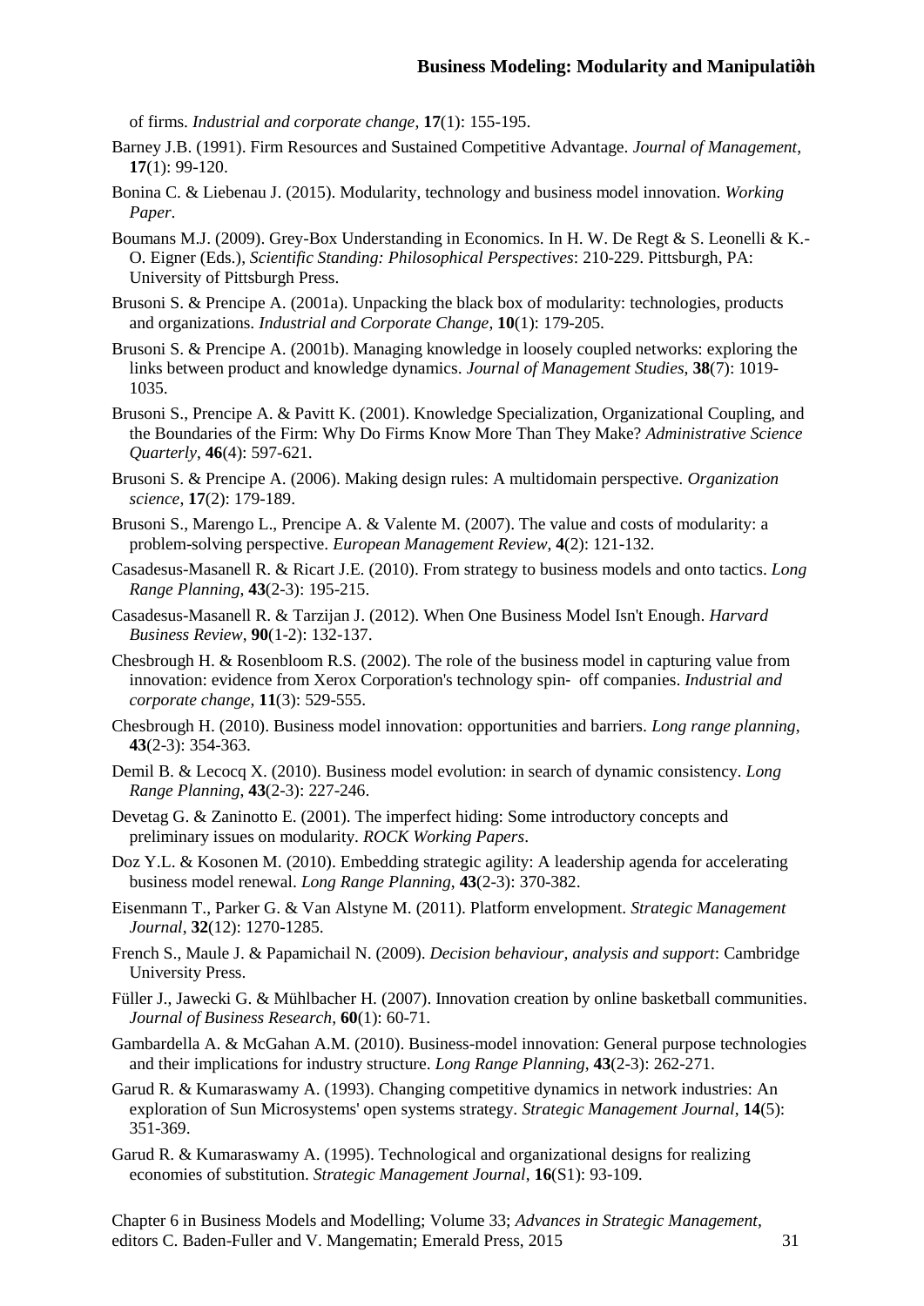of firms. *Industrial and corporate change*, **17**(1): 155-195.

Barney J.B. (1991). Firm Resources and Sustained Competitive Advantage. *Journal of Management*, **17**(1): 99-120.

Bonina C. & Liebenau J. (2015). Modularity, technology and business model innovation. *Working Paper*.

Boumans M.J. (2009). Grey-Box Understanding in Economics. In H. W. De Regt & S. Leonelli & K.-O. Eigner (Eds.), *Scientific Standing: Philosophical Perspectives*: 210-229. Pittsburgh, PA: University of Pittsburgh Press.

Brusoni S. & Prencipe A. (2001a). Unpacking the black box of modularity: technologies, products and organizations. *Industrial and Corporate Change*, **10**(1): 179-205.

Brusoni S. & Prencipe A. (2001b). Managing knowledge in loosely coupled networks: exploring the links between product and knowledge dynamics. *Journal of Management Studies*, **38**(7): 1019-1035.

Brusoni S., Prencipe A. & Pavitt K. (2001). Knowledge Specialization, Organizational Coupling, and the Boundaries of the Firm: Why Do Firms Know More Than They Make? *Administrative Science Quarterly*, **46**(4): 597-621.

Brusoni S. & Prencipe A. (2006). Making design rules: A multidomain perspective. *Organization science*, **17**(2): 179-189.

Brusoni S., Marengo L., Prencipe A. & Valente M. (2007). The value and costs of modularity: a problem-solving perspective. *European Management Review*, **4**(2): 121-132.

Casadesus-Masanell R. & Ricart J.E. (2010). From strategy to business models and onto tactics. *Long Range Planning*, **43**(2-3): 195-215.

Casadesus-Masanell R. & Tarzijan J. (2012). When One Business Model Isn't Enough. *Harvard Business Review*, **90**(1-2): 132-137.

Chesbrough H. & Rosenbloom R.S. (2002). The role of the business model in capturing value from innovation: evidence from Xerox Corporation's technology spin- off companies. *Industrial and corporate change*, **11**(3): 529-555.

Chesbrough H. (2010). Business model innovation: opportunities and barriers. *Long range planning*, **43**(2-3): 354-363.

Demil B. & Lecocq X. (2010). Business model evolution: in search of dynamic consistency. *Long Range Planning*, **43**(2-3): 227-246.

Devetag G. & Zaninotto E. (2001). The imperfect hiding: Some introductory concepts and preliminary issues on modularity. *ROCK Working Papers*.

Doz Y.L. & Kosonen M. (2010). Embedding strategic agility: A leadership agenda for accelerating business model renewal. *Long Range Planning*, **43**(2-3): 370-382.

Eisenmann T., Parker G. & Van Alstyne M. (2011). Platform envelopment. *Strategic Management Journal*, **32**(12): 1270-1285.

French S., Maule J. & Papamichail N. (2009). *Decision behaviour, analysis and support*: Cambridge University Press.

Füller J., Jawecki G. & Mühlbacher H. (2007). Innovation creation by online basketball communities. *Journal of Business Research*, **60**(1): 60-71.

Gambardella A. & McGahan A.M. (2010). Business-model innovation: General purpose technologies and their implications for industry structure. *Long Range Planning*, **43**(2-3): 262-271.

Garud R. & Kumaraswamy A. (1993). Changing competitive dynamics in network industries: An exploration of Sun Microsystems' open systems strategy. *Strategic Management Journal*, **14**(5): 351-369.

Garud R. & Kumaraswamy A. (1995). Technological and organizational designs for realizing economies of substitution. *Strategic Management Journal*, **16**(S1): 93-109.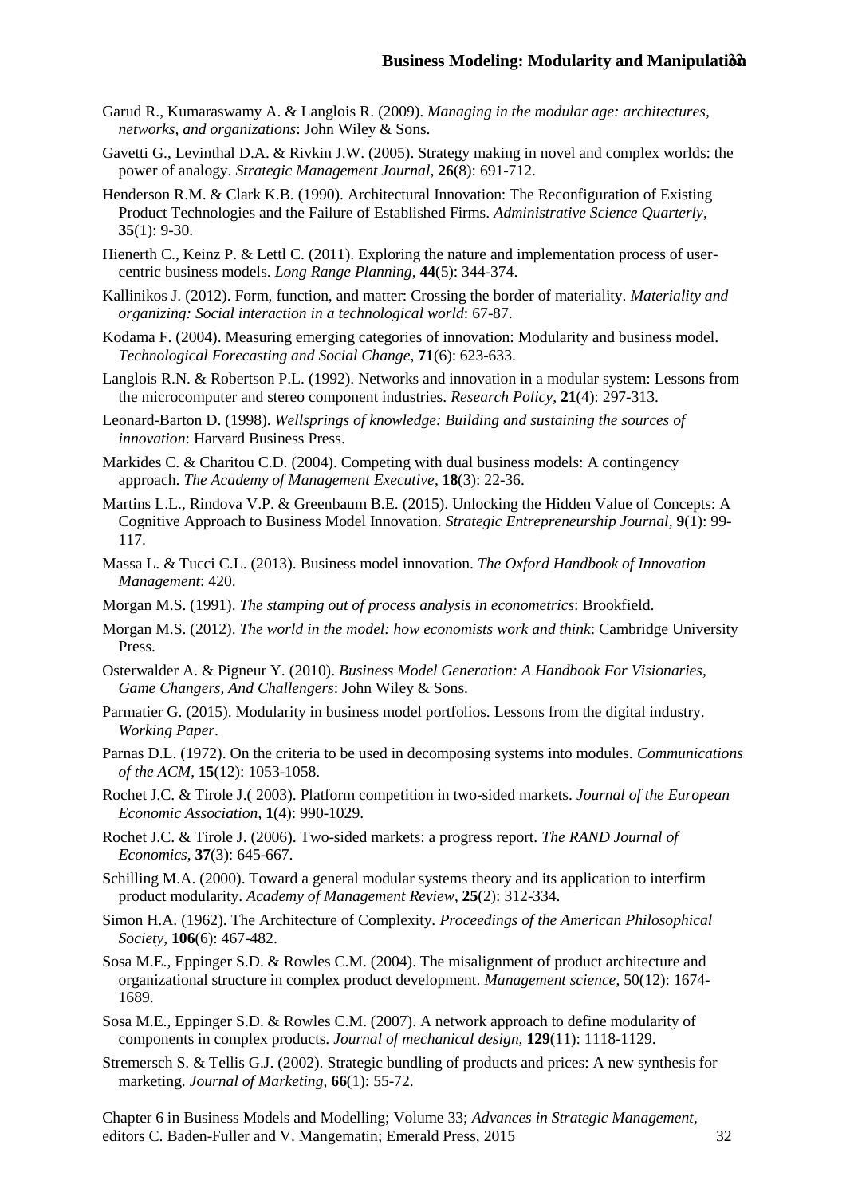Garud R., Kumaraswamy A. & Langlois R. (2009). *Managing in the modular age: architectures, networks, and organizations*: John Wiley & Sons.

Gavetti G., Levinthal D.A. & Rivkin J.W. (2005). Strategy making in novel and complex worlds: the power of analogy. *Strategic Management Journal*, **26**(8): 691-712.

Henderson R.M. & Clark K.B. (1990). Architectural Innovation: The Reconfiguration of Existing Product Technologies and the Failure of Established Firms. *Administrative Science Quarterly*, **35**(1): 9-30.

Hienerth C., Keinz P. & Lettl C. (2011). Exploring the nature and implementation process of user-centric business models. *Long Range Planning*, **44**(5): 344-374.

Kallinikos J. (2012). Form, function, and matter: Crossing the border of materiality. *Materiality and organizing: Social interaction in a technological world*: 67-87.

Kodama F. (2004). Measuring emerging categories of innovation: Modularity and business model. *Technological Forecasting and Social Change*, **71**(6): 623-633.

Langlois R.N. & Robertson P.L. (1992). Networks and innovation in a modular system: Lessons from the microcomputer and stereo component industries. *Research Policy*, **21**(4): 297-313.

Leonard-Barton D. (1998). *Wellsprings of knowledge: Building and sustaining the sources of innovation*: Harvard Business Press.

Markides C. & Charitou C.D. (2004). Competing with dual business models: A contingency approach. *The Academy of Management Executive*, **18**(3): 22-36.

Martins L.L., Rindova V.P. & Greenbaum B.E. (2015). Unlocking the Hidden Value of Concepts: A Cognitive Approach to Business Model Innovation. *Strategic Entrepreneurship Journal*, **9**(1): 99-117.

Massa L. & Tucci C.L. (2013). Business model innovation. *The Oxford Handbook of Innovation Management*: 420.

Morgan M.S. (1991). *The stamping out of process analysis in econometrics*: Brookfield.

Morgan M.S. (2012). *The world in the model: how economists work and think*: Cambridge University Press.

Osterwalder A. & Pigneur Y. (2010). *Business Model Generation: A Handbook For Visionaries, Game Changers, And Challengers*: John Wiley & Sons.

Parmatier G. (2015). Modularity in business model portfolios. Lessons from the digital industry. *Working Paper*.

Parnas D.L. (1972). On the criteria to be used in decomposing systems into modules. *Communications of the ACM*, **15**(12): 1053-1058.

Rochet J.C. & Tirole J.( 2003). Platform competition in two-sided markets. *Journal of the European Economic Association*, **1**(4): 990-1029.

Rochet J.C. & Tirole J. (2006). Two-sided markets: a progress report. *The RAND Journal of Economics*, **37**(3): 645-667.

Schilling M.A. (2000). Toward a general modular systems theory and its application to interfirm product modularity. *Academy of Management Review*, **25**(2): 312-334.

Simon H.A. (1962). The Architecture of Complexity. *Proceedings of the American Philosophical Society*, **106**(6): 467-482.

Sosa M.E., Eppinger S.D. & Rowles C.M. (2004). The misalignment of product architecture and organizational structure in complex product development. *Management science*, 50(12): 1674-1689.

Sosa M.E., Eppinger S.D. & Rowles C.M. (2007). A network approach to define modularity of components in complex products. *Journal of mechanical design*, **129**(11): 1118-1129.

Stremersch S. & Tellis G.J. (2002). Strategic bundling of products and prices: A new synthesis for marketing. *Journal of Marketing*, **66**(1): 55-72.

Chapter 6 in Business Models and Modelling; Volume 33; *Advances in Strategic Management*, editors C. Baden-Fuller and V. Mangematin; Emerald Press, 2015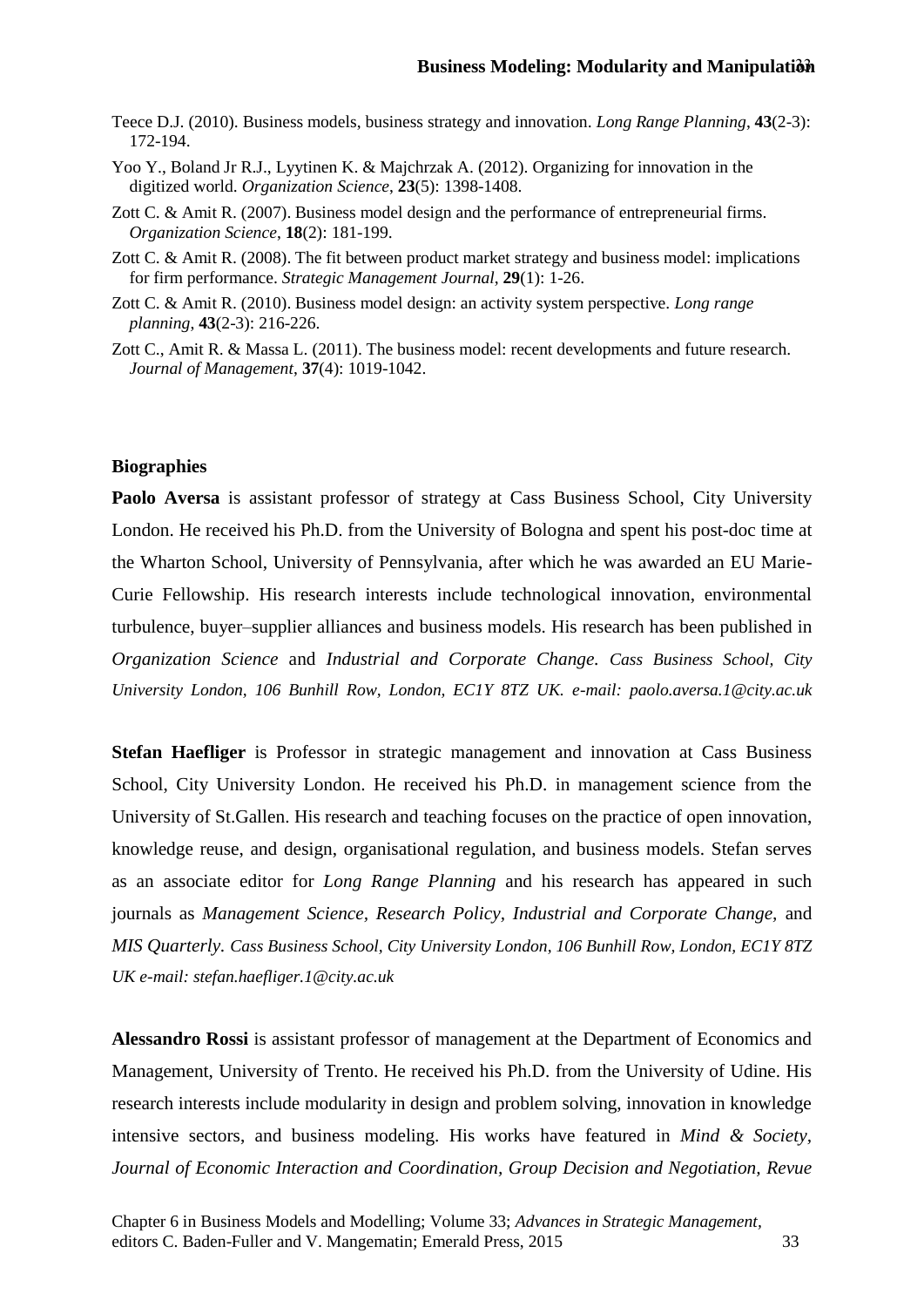Teece D.J. (2010). Business models, business strategy and innovation. *Long Range Planning*, **43**(2-3): 172-194.

Yoo Y., Boland Jr R.J., Lyytinen K. & Majchrzak A. (2012). Organizing for innovation in the digitized world. *Organization Science*, **23**(5): 1398-1408.

Zott C. & Amit R. (2007). Business model design and the performance of entrepreneurial firms. *Organization Science*, **18**(2): 181-199.

Zott C. & Amit R. (2008). The fit between product market strategy and business model: implications for firm performance. *Strategic Management Journal*, **29**(1): 1-26.

Zott C. & Amit R. (2010). Business model design: an activity system perspective. *Long range planning*, **43**(2-3): 216-226.

Zott C., Amit R. & Massa L. (2011). The business model: recent developments and future research. *Journal of Management*, **37**(4): 1019-1042.

**Biographies**

**Paolo Aversa** is assistant professor of strategy at Cass Business School, City University London. He received his Ph.D. from the University of Bologna and spent his post-doc time at the Wharton School, University of Pennsylvania, after which he was awarded an EU Marie-Curie Fellowship. His research interests include technological innovation, environmental turbulence, buyer–supplier alliances and business models. His research has been published in *Organization Science* and *Industrial and Corporate Change*. *Cass Business School, City University London, 106 Bunhill Row, London, EC1Y 8TZ UK. e-mail: paolo.aversa.1@city.ac.uk*

**Stefan Haefliger** is Professor in strategic management and innovation at Cass Business School, City University London. He received his Ph.D. in management science from the University of St.Gallen. His research and teaching focuses on the practice of open innovation, knowledge reuse, and design, organisational regulation, and business models. Stefan serves as an associate editor for *Long Range Planning* and his research has appeared in such journals as *Management Science, Research Policy, Industrial and Corporate Change,* and *MIS Quarterly. Cass Business School, City University London, 106 Bunhill Row, London, EC1Y 8TZ UK e-mail: stefan.haefliger.1@city.ac.uk*

**Alessandro Rossi** is assistant professor of management at the Department of Economics and Management, University of Trento. He received his Ph.D. from the University of Udine. His research interests include modularity in design and problem solving, innovation in knowledge intensive sectors, and business modeling. His works have featured in *Mind & Society*, *Journal of Economic Interaction and Coordination, Group Decision and Negotiation, Revue*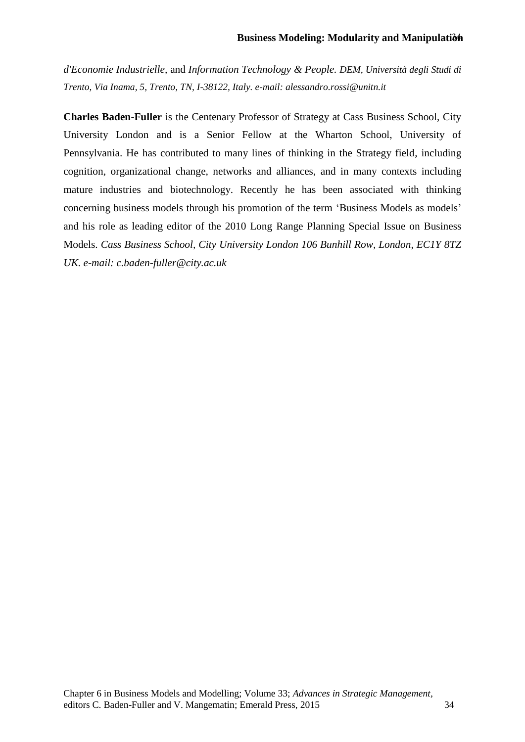*d'Economie Industrielle*, and *Information Technology & People. DEM, Università degli Studi di Trento, Via Inama, 5, Trento, TN, I-38122, Italy. e-mail: alessandro.rossi@unitn.it*

**Charles Baden-Fuller** is the Centenary Professor of Strategy at Cass Business School, City University London and is a Senior Fellow at the Wharton School, University of Pennsylvania. He has contributed to many lines of thinking in the Strategy field, including cognition, organizational change, networks and alliances, and in many contexts including mature industries and biotechnology. Recently he has been associated with thinking concerning business models through his promotion of the term 'Business Models as models' and his role as leading editor of the 2010 Long Range Planning Special Issue on Business Models. *Cass Business School, City University London 106 Bunhill Row, London, EC1Y 8TZ UK. e-mail: c.baden-fuller@city.ac.uk*